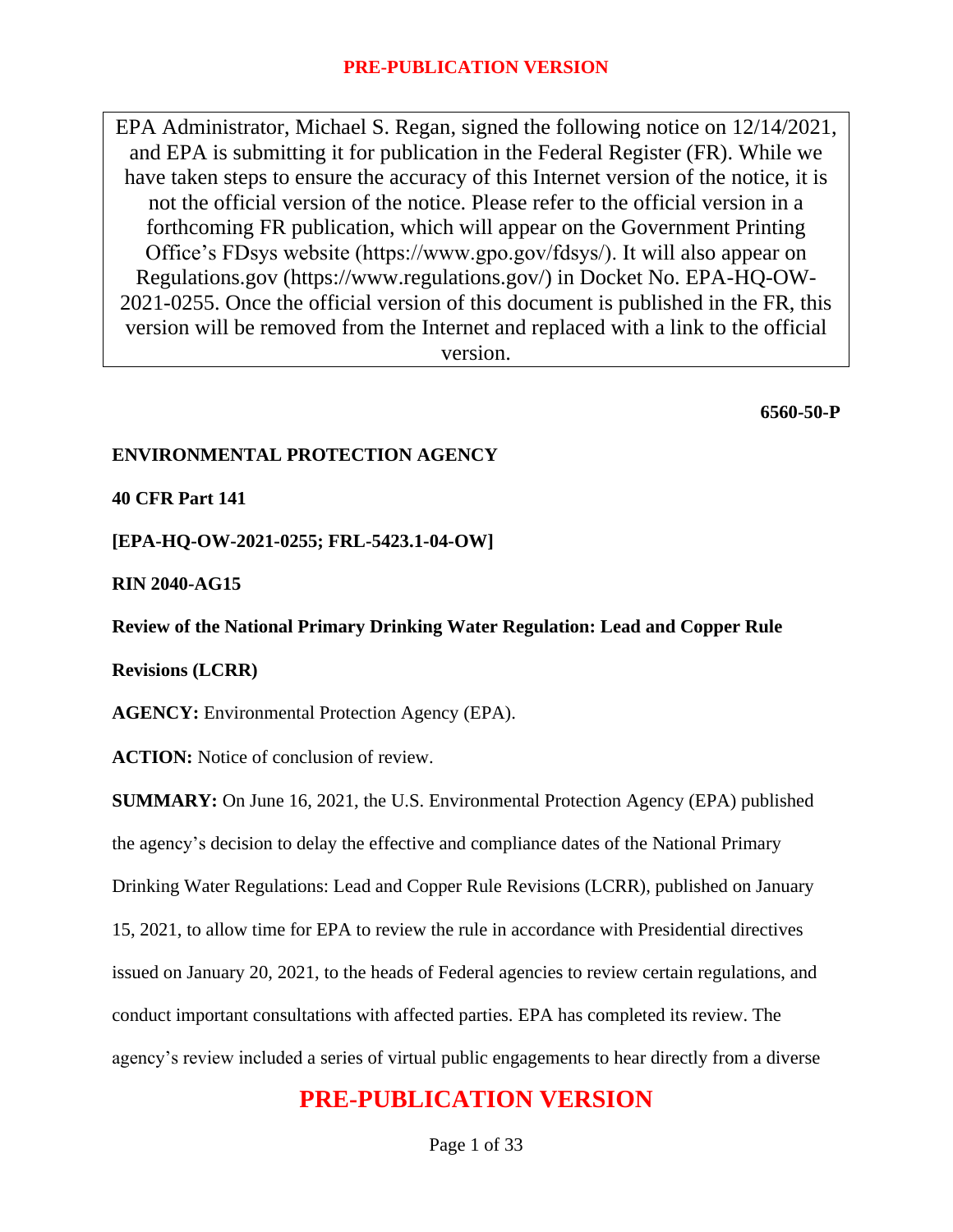EPA Administrator, Michael S. Regan, signed the following notice on 12/14/2021, and EPA is submitting it for publication in the Federal Register (FR). While we have taken steps to ensure the accuracy of this Internet version of the notice, it is not the official version of the notice. Please refer to the official version in a forthcoming FR publication, which will appear on the Government Printing Office's FDsys website (https://www.gpo.gov/fdsys/). It will also appear on Regulations.gov (https://www.regulations.gov/) in Docket No. EPA-HQ-OW-2021-0255. Once the official version of this document is published in the FR, this version will be removed from the Internet and replaced with a link to the official version.

**6560-50-P**

**ENVIRONMENTAL PROTECTION AGENCY**

**40 CFR Part 141**

**[EPA-HQ-OW-2021-0255; FRL-5423.1-04-OW]**

**RIN 2040-AG15**

**Review of the National Primary Drinking Water Regulation: Lead and Copper Rule Revisions (LCRR)**

**AGENCY:** Environmental Protection Agency (EPA).

**ACTION:** Notice of conclusion of review.

**SUMMARY:** On June 16, 2021, the U.S. Environmental Protection Agency (EPA) published the agency's decision to delay the effective and compliance dates of the National Primary Drinking Water Regulations: Lead and Copper Rule Revisions (LCRR), published on January 15, 2021, to allow time for EPA to review the rule in accordance with Presidential directives issued on January 20, 2021, to the heads of Federal agencies to review certain regulations, and conduct important consultations with affected parties. EPA has completed its review. The agency's review included a series of virtual public engagements to hear directly from a diverse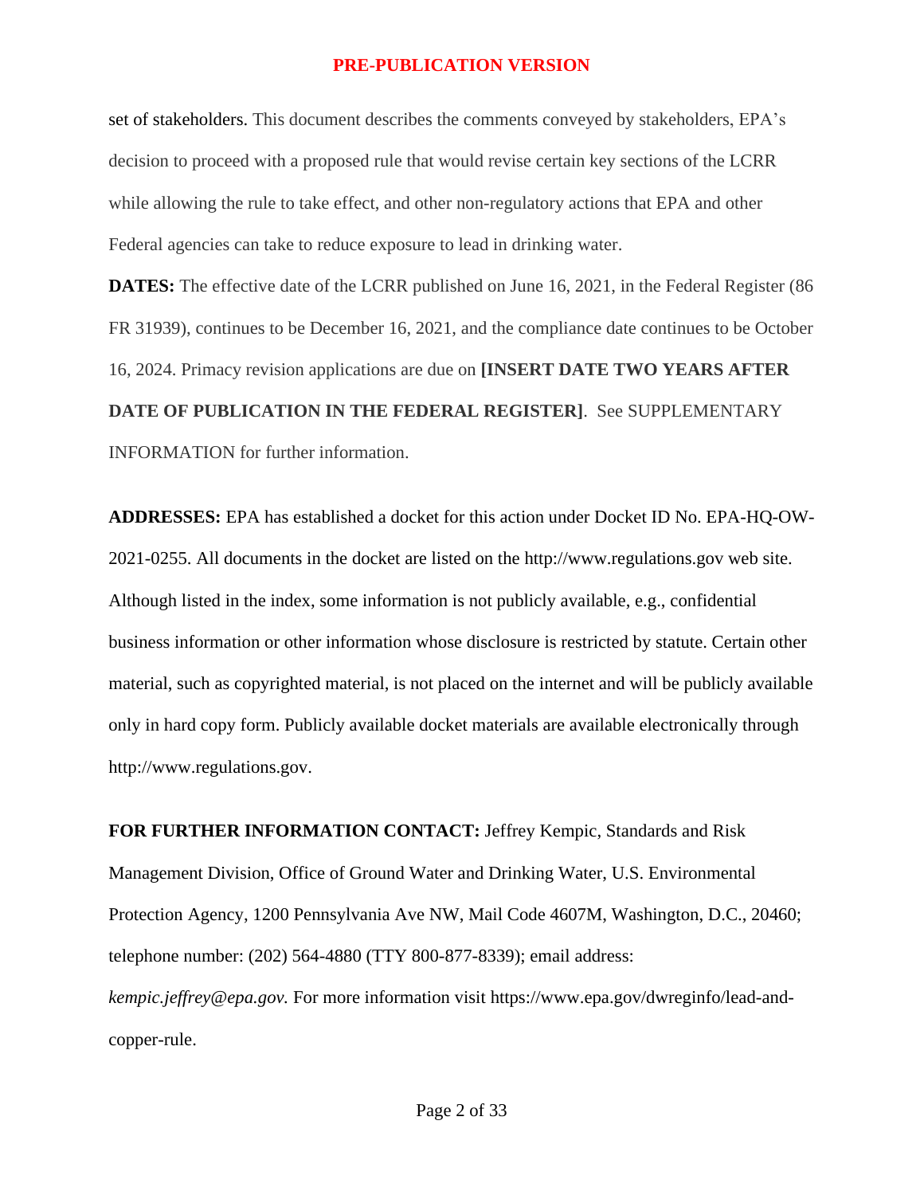set of stakeholders. This document describes the comments conveyed by stakeholders, EPA's decision to proceed with a proposed rule that would revise certain key sections of the LCRR while allowing the rule to take effect, and other non-regulatory actions that EPA and other Federal agencies can take to reduce exposure to lead in drinking water.

**DATES:** The effective date of the LCRR published on June 16, 2021, in the Federal Register (86 FR 31939), continues to be December 16, 2021, and the compliance date continues to be October 16, 2024. Primacy revision applications are due on **[INSERT DATE TWO YEARS AFTER DATE OF PUBLICATION IN THE FEDERAL REGISTER]**. See SUPPLEMENTARY INFORMATION for further information.

**ADDRESSES:** EPA has established a docket for this action under Docket ID No. EPA-HQ-OW-2021-0255. All documents in the docket are listed on the http://www.regulations.gov web site. Although listed in the index, some information is not publicly available, e.g., confidential business information or other information whose disclosure is restricted by statute. Certain other material, such as copyrighted material, is not placed on the internet and will be publicly available only in hard copy form. Publicly available docket materials are available electronically through http://www.regulations.gov.

**FOR FURTHER INFORMATION CONTACT:** Jeffrey Kempic, Standards and Risk Management Division, Office of Ground Water and Drinking Water, U.S. Environmental Protection Agency, 1200 Pennsylvania Ave NW, Mail Code 4607M, Washington, D.C., 20460; telephone number: (202) 564-4880 (TTY 800-877-8339); email address: *kempic.jeffrey@epa.gov.* For more information visit https://www.epa.gov/dwreginfo/lead-and-copper-rule.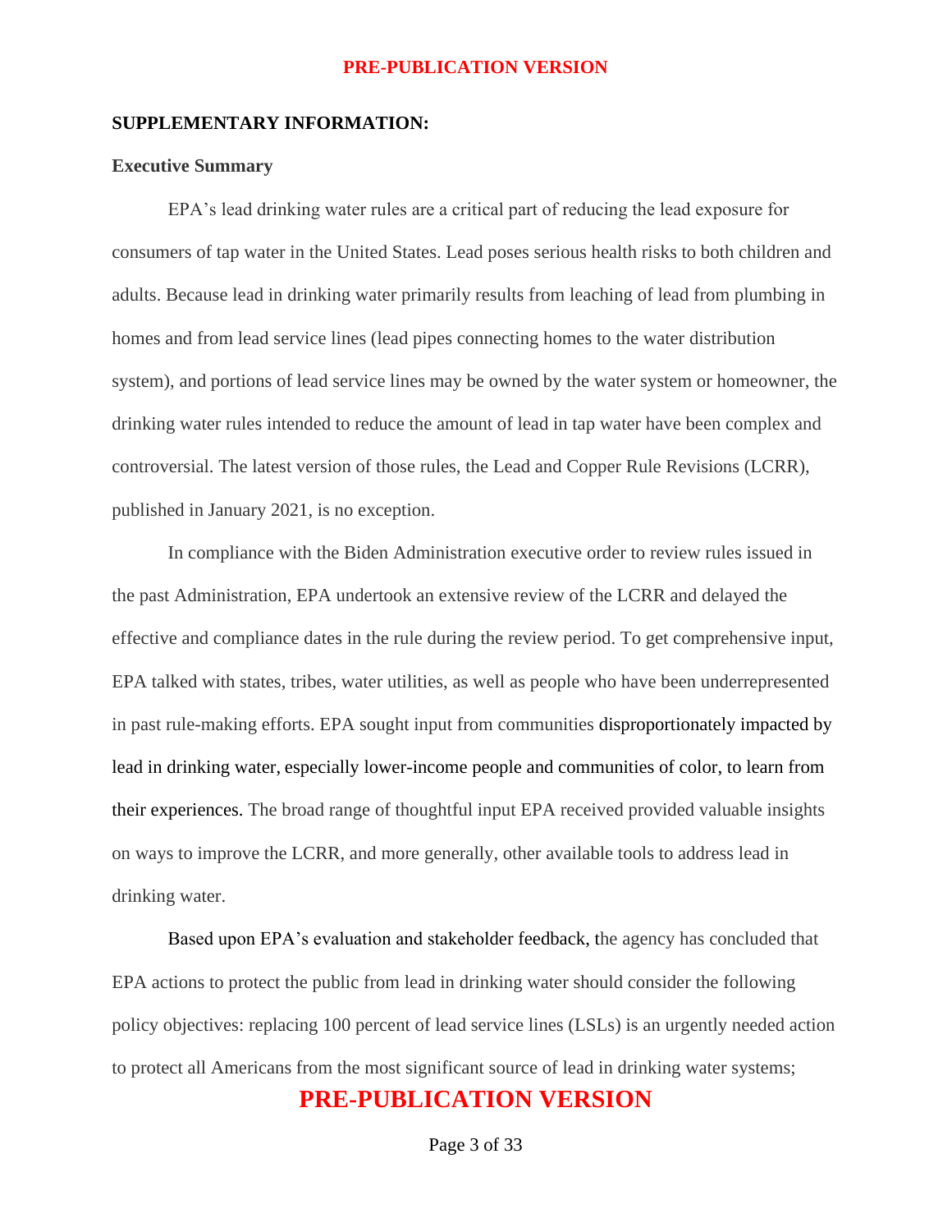**SUPPLEMENTARY INFORMATION:**

**Executive Summary**

EPA's lead drinking water rules are a critical part of reducing the lead exposure for consumers of tap water in the United States. Lead poses serious health risks to both children and adults. Because lead in drinking water primarily results from leaching of lead from plumbing in homes and from lead service lines (lead pipes connecting homes to the water distribution system), and portions of lead service lines may be owned by the water system or homeowner, the drinking water rules intended to reduce the amount of lead in tap water have been complex and controversial. The latest version of those rules, the Lead and Copper Rule Revisions (LCRR), published in January 2021, is no exception.

In compliance with the Biden Administration executive order to review rules issued in the past Administration, EPA undertook an extensive review of the LCRR and delayed the effective and compliance dates in the rule during the review period. To get comprehensive input, EPA talked with states, tribes, water utilities, as well as people who have been underrepresented in past rule-making efforts. EPA sought input from communities disproportionately impacted by lead in drinking water, especially lower-income people and communities of color, to learn from their experiences. The broad range of thoughtful input EPA received provided valuable insights on ways to improve the LCRR, and more generally, other available tools to address lead in drinking water.

Based upon EPA's evaluation and stakeholder feedback, the agency has concluded that EPA actions to protect the public from lead in drinking water should consider the following policy objectives: replacing 100 percent of lead service lines (LSLs) is an urgently needed action to protect all Americans from the most significant source of lead in drinking water systems;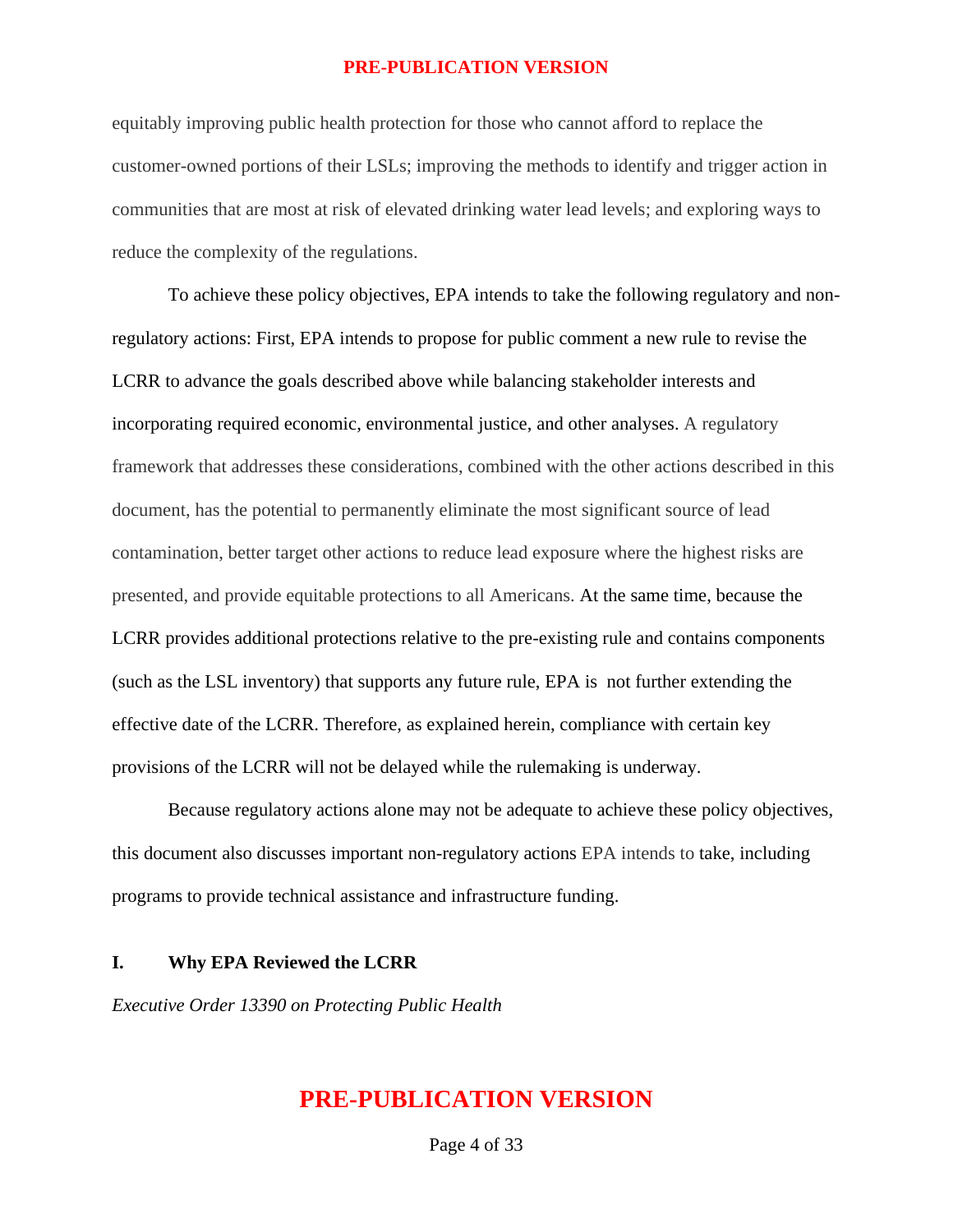equitably improving public health protection for those who cannot afford to replace the customer-owned portions of their LSLs; improving the methods to identify and trigger action in communities that are most at risk of elevated drinking water lead levels; and exploring ways to reduce the complexity of the regulations.

To achieve these policy objectives, EPA intends to take the following regulatory and non-regulatory actions: First, EPA intends to propose for public comment a new rule to revise the LCRR to advance the goals described above while balancing stakeholder interests and incorporating required economic, environmental justice, and other analyses. A regulatory framework that addresses these considerations, combined with the other actions described in this document, has the potential to permanently eliminate the most significant source of lead contamination, better target other actions to reduce lead exposure where the highest risks are presented, and provide equitable protections to all Americans. At the same time, because the LCRR provides additional protections relative to the pre-existing rule and contains components (such as the LSL inventory) that supports any future rule, EPA is not further extending the effective date of the LCRR. Therefore, as explained herein, compliance with certain key provisions of the LCRR will not be delayed while the rulemaking is underway.

Because regulatory actions alone may not be adequate to achieve these policy objectives, this document also discusses important non-regulatory actions EPA intends to take, including programs to provide technical assistance and infrastructure funding.

## I. Why EPA Reviewed the LCRR

*Executive Order 13390 on Protecting Public Health*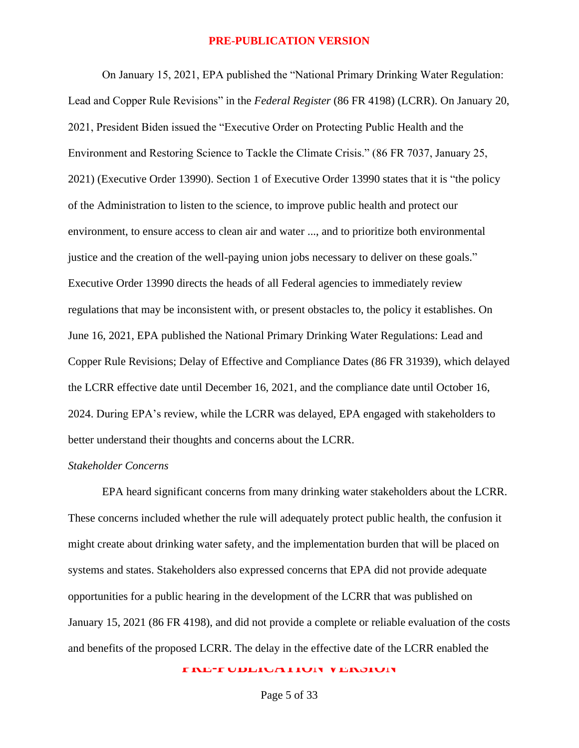On January 15, 2021, EPA published the "National Primary Drinking Water Regulation: Lead and Copper Rule Revisions" in the *Federal Register* (86 FR 4198) (LCRR). On January 20, 2021, President Biden issued the "Executive Order on Protecting Public Health and the Environment and Restoring Science to Tackle the Climate Crisis." (86 FR 7037, January 25, 2021) (Executive Order 13990). Section 1 of Executive Order 13990 states that it is "the policy of the Administration to listen to the science, to improve public health and protect our environment, to ensure access to clean air and water ..., and to prioritize both environmental justice and the creation of the well-paying union jobs necessary to deliver on these goals." Executive Order 13990 directs the heads of all Federal agencies to immediately review regulations that may be inconsistent with, or present obstacles to, the policy it establishes. On June 16, 2021, EPA published the National Primary Drinking Water Regulations: Lead and Copper Rule Revisions; Delay of Effective and Compliance Dates (86 FR 31939), which delayed the LCRR effective date until December 16, 2021, and the compliance date until October 16, 2024. During EPA's review, while the LCRR was delayed, EPA engaged with stakeholders to better understand their thoughts and concerns about the LCRR.

*Stakeholder Concerns*

EPA heard significant concerns from many drinking water stakeholders about the LCRR. These concerns included whether the rule will adequately protect public health, the confusion it might create about drinking water safety, and the implementation burden that will be placed on systems and states. Stakeholders also expressed concerns that EPA did not provide adequate opportunities for a public hearing in the development of the LCRR that was published on January 15, 2021 (86 FR 4198), and did not provide a complete or reliable evaluation of the costs and benefits of the proposed LCRR. The delay in the effective date of the LCRR enabled the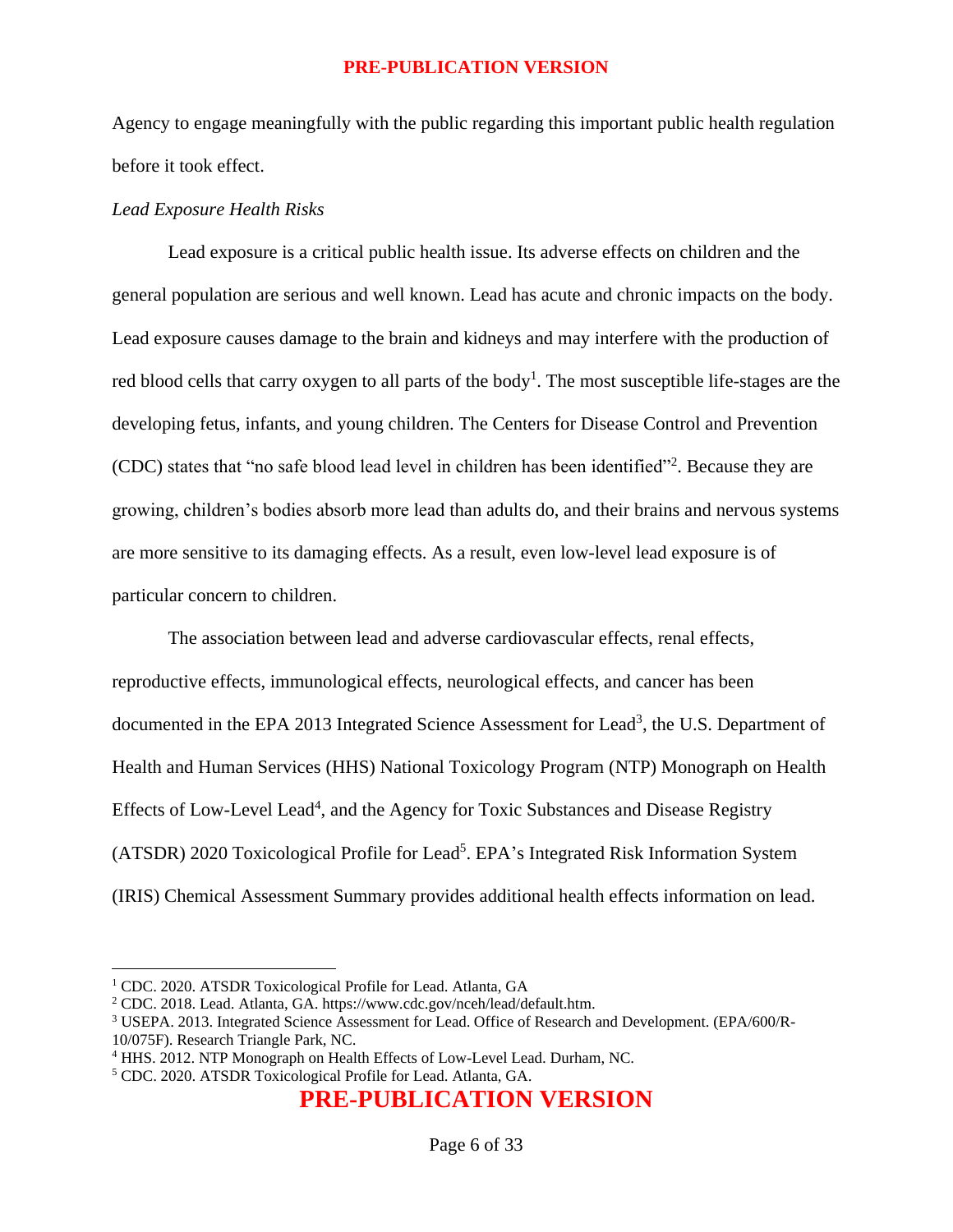Agency to engage meaningfully with the public regarding this important public health regulation before it took effect.

*Lead Exposure Health Risks*

Lead exposure is a critical public health issue. Its adverse effects on children and the general population are serious and well known. Lead has acute and chronic impacts on the body. Lead exposure causes damage to the brain and kidneys and may interfere with the production of red blood cells that carry oxygen to all parts of the body[1]. The most susceptible life-stages are the developing fetus, infants, and young children. The Centers for Disease Control and Prevention (CDC) states that "no safe blood lead level in children has been identified"[2]. Because they are growing, children's bodies absorb more lead than adults do, and their brains and nervous systems are more sensitive to its damaging effects. As a result, even low-level lead exposure is of particular concern to children.

The association between lead and adverse cardiovascular effects, renal effects, reproductive effects, immunological effects, neurological effects, and cancer has been documented in the EPA 2013 Integrated Science Assessment for Lead[3], the U.S. Department of Health and Human Services (HHS) National Toxicology Program (NTP) Monograph on Health Effects of Low-Level Lead[4], and the Agency for Toxic Substances and Disease Registry (ATSDR) 2020 Toxicological Profile for Lead[5]. EPA's Integrated Risk Information System (IRIS) Chemical Assessment Summary provides additional health effects information on lead.

---

[1] CDC. 2020. ATSDR Toxicological Profile for Lead. Atlanta, GA

[2] CDC. 2018. Lead. Atlanta, GA. https://www.cdc.gov/nceh/lead/default.htm.

[3] USEPA. 2013. Integrated Science Assessment for Lead. Office of Research and Development. (EPA/600/R-10/075F). Research Triangle Park, NC.

[4] HHS. 2012. NTP Monograph on Health Effects of Low-Level Lead. Durham, NC.

[5] CDC. 2020. ATSDR Toxicological Profile for Lead. Atlanta, GA.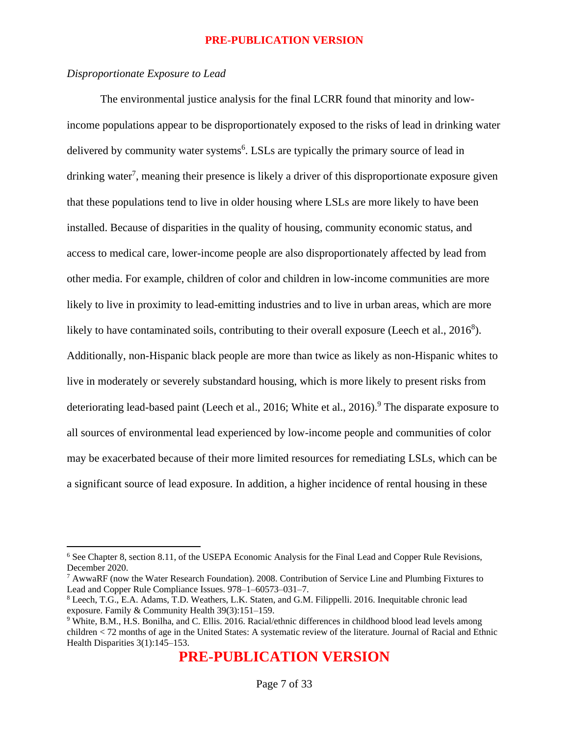*Disproportionate Exposure to Lead*

The environmental justice analysis for the final LCRR found that minority and low-income populations appear to be disproportionately exposed to the risks of lead in drinking water delivered by community water systems[6]. LSLs are typically the primary source of lead in drinking water[7], meaning their presence is likely a driver of this disproportionate exposure given that these populations tend to live in older housing where LSLs are more likely to have been installed. Because of disparities in the quality of housing, community economic status, and access to medical care, lower-income people are also disproportionately affected by lead from other media. For example, children of color and children in low-income communities are more likely to live in proximity to lead-emitting industries and to live in urban areas, which are more likely to have contaminated soils, contributing to their overall exposure (Leech et al., 2016[8]). Additionally, non-Hispanic black people are more than twice as likely as non-Hispanic whites to live in moderately or severely substandard housing, which is more likely to present risks from deteriorating lead-based paint (Leech et al., 2016; White et al., 2016).[9] The disparate exposure to all sources of environmental lead experienced by low-income people and communities of color may be exacerbated because of their more limited resources for remediating LSLs, which can be a significant source of lead exposure. In addition, a higher incidence of rental housing in these

---

[6] See Chapter 8, section 8.11, of the USEPA Economic Analysis for the Final Lead and Copper Rule Revisions, December 2020.

[7] AwwaRF (now the Water Research Foundation). 2008. Contribution of Service Line and Plumbing Fixtures to Lead and Copper Rule Compliance Issues. 978–1–60573–031–7.

[8] Leech, T.G., E.A. Adams, T.D. Weathers, L.K. Staten, and G.M. Filippelli. 2016. Inequitable chronic lead exposure. Family & Community Health 39(3):151–159.

[9] White, B.M., H.S. Bonilha, and C. Ellis. 2016. Racial/ethnic differences in childhood blood lead levels among children < 72 months of age in the United States: A systematic review of the literature. Journal of Racial and Ethnic Health Disparities 3(1):145–153.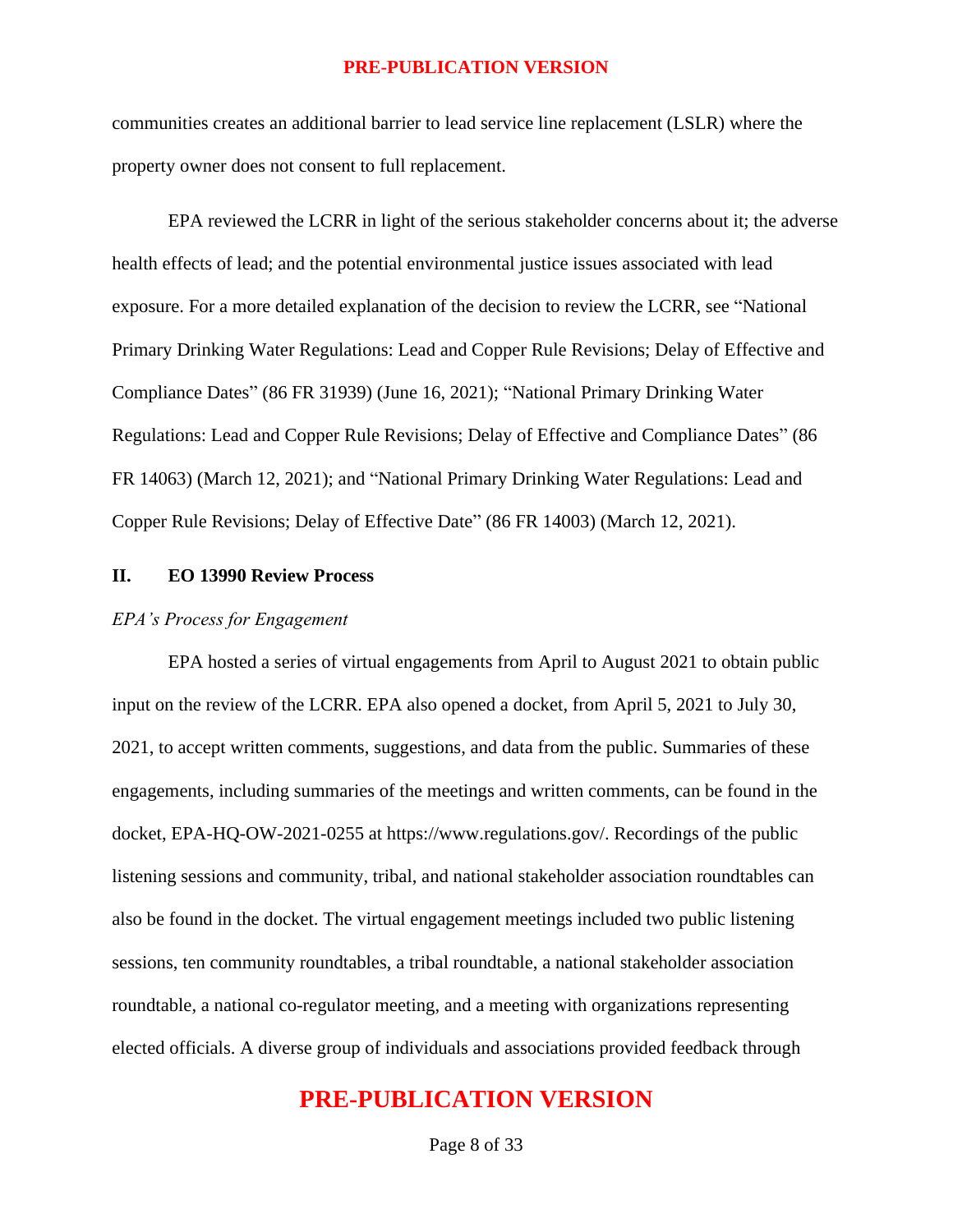communities creates an additional barrier to lead service line replacement (LSLR) where the property owner does not consent to full replacement.

EPA reviewed the LCRR in light of the serious stakeholder concerns about it; the adverse health effects of lead; and the potential environmental justice issues associated with lead exposure. For a more detailed explanation of the decision to review the LCRR, see "National Primary Drinking Water Regulations: Lead and Copper Rule Revisions; Delay of Effective and Compliance Dates" (86 FR 31939) (June 16, 2021); "National Primary Drinking Water Regulations: Lead and Copper Rule Revisions; Delay of Effective and Compliance Dates" (86 FR 14063) (March 12, 2021); and "National Primary Drinking Water Regulations: Lead and Copper Rule Revisions; Delay of Effective Date" (86 FR 14003) (March 12, 2021).

## II. EO 13990 Review Process

*EPA's Process for Engagement*

EPA hosted a series of virtual engagements from April to August 2021 to obtain public input on the review of the LCRR. EPA also opened a docket, from April 5, 2021 to July 30, 2021, to accept written comments, suggestions, and data from the public. Summaries of these engagements, including summaries of the meetings and written comments, can be found in the docket, EPA-HQ-OW-2021-0255 at https://www.regulations.gov/. Recordings of the public listening sessions and community, tribal, and national stakeholder association roundtables can also be found in the docket. The virtual engagement meetings included two public listening sessions, ten community roundtables, a tribal roundtable, a national stakeholder association roundtable, a national co-regulator meeting, and a meeting with organizations representing elected officials. A diverse group of individuals and associations provided feedback through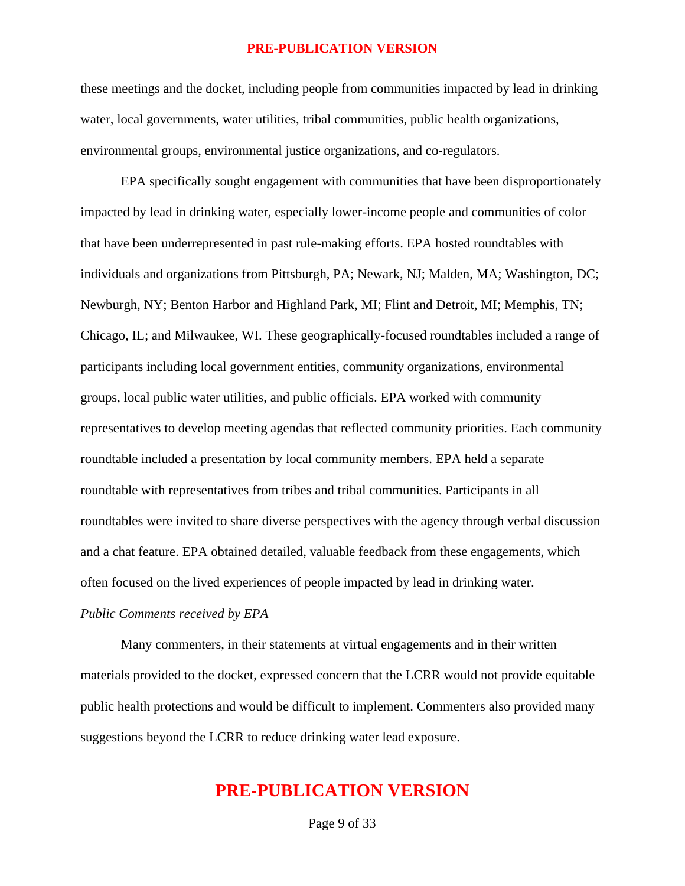these meetings and the docket, including people from communities impacted by lead in drinking water, local governments, water utilities, tribal communities, public health organizations, environmental groups, environmental justice organizations, and co-regulators.

EPA specifically sought engagement with communities that have been disproportionately impacted by lead in drinking water, especially lower-income people and communities of color that have been underrepresented in past rule-making efforts. EPA hosted roundtables with individuals and organizations from Pittsburgh, PA; Newark, NJ; Malden, MA; Washington, DC; Newburgh, NY; Benton Harbor and Highland Park, MI; Flint and Detroit, MI; Memphis, TN; Chicago, IL; and Milwaukee, WI. These geographically-focused roundtables included a range of participants including local government entities, community organizations, environmental groups, local public water utilities, and public officials. EPA worked with community representatives to develop meeting agendas that reflected community priorities. Each community roundtable included a presentation by local community members. EPA held a separate roundtable with representatives from tribes and tribal communities. Participants in all roundtables were invited to share diverse perspectives with the agency through verbal discussion and a chat feature. EPA obtained detailed, valuable feedback from these engagements, which often focused on the lived experiences of people impacted by lead in drinking water.

*Public Comments received by EPA*

Many commenters, in their statements at virtual engagements and in their written materials provided to the docket, expressed concern that the LCRR would not provide equitable public health protections and would be difficult to implement. Commenters also provided many suggestions beyond the LCRR to reduce drinking water lead exposure.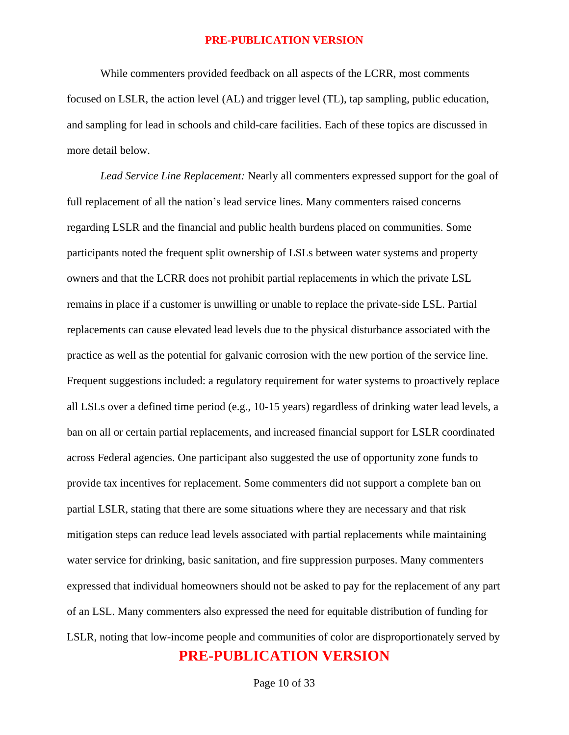While commenters provided feedback on all aspects of the LCRR, most comments focused on LSLR, the action level (AL) and trigger level (TL), tap sampling, public education, and sampling for lead in schools and child-care facilities. Each of these topics are discussed in more detail below.

*Lead Service Line Replacement:* Nearly all commenters expressed support for the goal of full replacement of all the nation's lead service lines. Many commenters raised concerns regarding LSLR and the financial and public health burdens placed on communities. Some participants noted the frequent split ownership of LSLs between water systems and property owners and that the LCRR does not prohibit partial replacements in which the private LSL remains in place if a customer is unwilling or unable to replace the private-side LSL. Partial replacements can cause elevated lead levels due to the physical disturbance associated with the practice as well as the potential for galvanic corrosion with the new portion of the service line. Frequent suggestions included: a regulatory requirement for water systems to proactively replace all LSLs over a defined time period (e.g., 10-15 years) regardless of drinking water lead levels, a ban on all or certain partial replacements, and increased financial support for LSLR coordinated across Federal agencies. One participant also suggested the use of opportunity zone funds to provide tax incentives for replacement. Some commenters did not support a complete ban on partial LSLR, stating that there are some situations where they are necessary and that risk mitigation steps can reduce lead levels associated with partial replacements while maintaining water service for drinking, basic sanitation, and fire suppression purposes. Many commenters expressed that individual homeowners should not be asked to pay for the replacement of any part of an LSL. Many commenters also expressed the need for equitable distribution of funding for LSLR, noting that low-income people and communities of color are disproportionately served by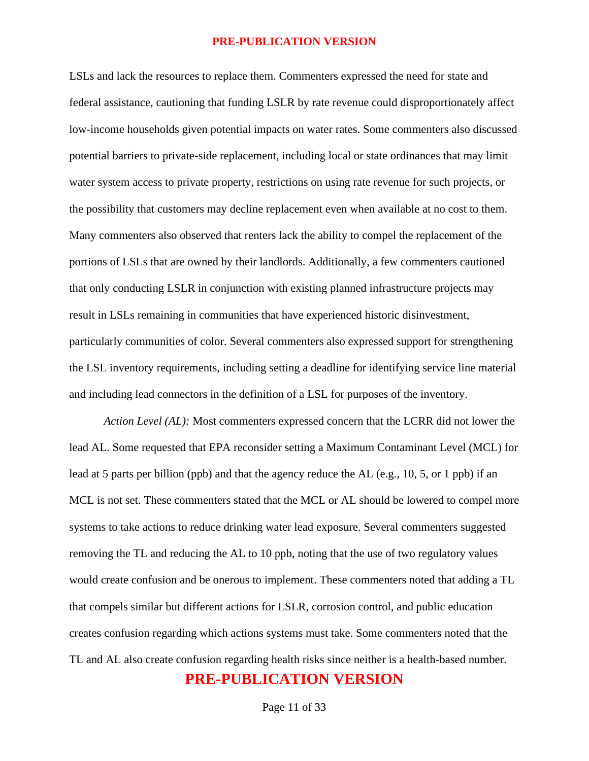LSLs and lack the resources to replace them. Commenters expressed the need for state and federal assistance, cautioning that funding LSLR by rate revenue could disproportionately affect low-income households given potential impacts on water rates. Some commenters also discussed potential barriers to private-side replacement, including local or state ordinances that may limit water system access to private property, restrictions on using rate revenue for such projects, or the possibility that customers may decline replacement even when available at no cost to them. Many commenters also observed that renters lack the ability to compel the replacement of the portions of LSLs that are owned by their landlords. Additionally, a few commenters cautioned that only conducting LSLR in conjunction with existing planned infrastructure projects may result in LSLs remaining in communities that have experienced historic disinvestment, particularly communities of color. Several commenters also expressed support for strengthening the LSL inventory requirements, including setting a deadline for identifying service line material and including lead connectors in the definition of a LSL for purposes of the inventory.

*Action Level (AL):* Most commenters expressed concern that the LCRR did not lower the lead AL. Some requested that EPA reconsider setting a Maximum Contaminant Level (MCL) for lead at 5 parts per billion (ppb) and that the agency reduce the AL (e.g., 10, 5, or 1 ppb) if an MCL is not set. These commenters stated that the MCL or AL should be lowered to compel more systems to take actions to reduce drinking water lead exposure. Several commenters suggested removing the TL and reducing the AL to 10 ppb, noting that the use of two regulatory values would create confusion and be onerous to implement. These commenters noted that adding a TL that compels similar but different actions for LSLR, corrosion control, and public education creates confusion regarding which actions systems must take. Some commenters noted that the TL and AL also create confusion regarding health risks since neither is a health-based number.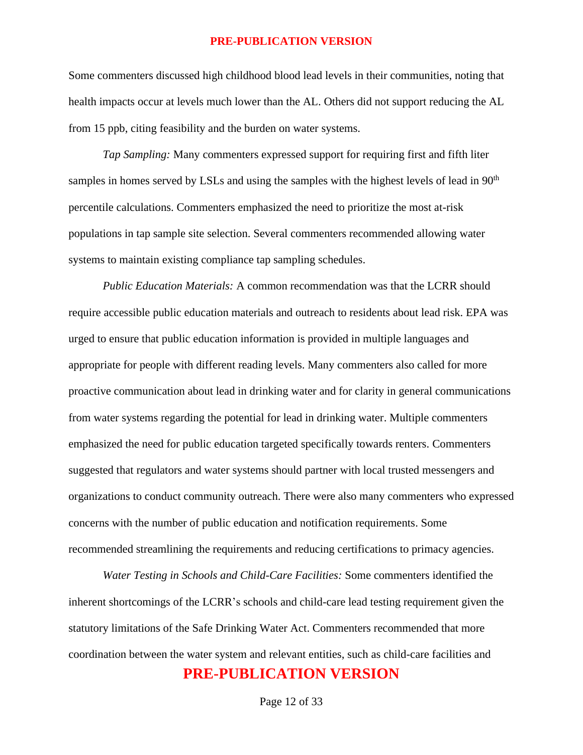Some commenters discussed high childhood blood lead levels in their communities, noting that health impacts occur at levels much lower than the AL. Others did not support reducing the AL from 15 ppb, citing feasibility and the burden on water systems.

*Tap Sampling:* Many commenters expressed support for requiring first and fifth liter samples in homes served by LSLs and using the samples with the highest levels of lead in 90$^{th}$ percentile calculations. Commenters emphasized the need to prioritize the most at-risk populations in tap sample site selection. Several commenters recommended allowing water systems to maintain existing compliance tap sampling schedules.

*Public Education Materials:* A common recommendation was that the LCRR should require accessible public education materials and outreach to residents about lead risk. EPA was urged to ensure that public education information is provided in multiple languages and appropriate for people with different reading levels. Many commenters also called for more proactive communication about lead in drinking water and for clarity in general communications from water systems regarding the potential for lead in drinking water. Multiple commenters emphasized the need for public education targeted specifically towards renters. Commenters suggested that regulators and water systems should partner with local trusted messengers and organizations to conduct community outreach. There were also many commenters who expressed concerns with the number of public education and notification requirements. Some recommended streamlining the requirements and reducing certifications to primacy agencies.

*Water Testing in Schools and Child-Care Facilities:* Some commenters identified the inherent shortcomings of the LCRR's schools and child-care lead testing requirement given the statutory limitations of the Safe Drinking Water Act. Commenters recommended that more coordination between the water system and relevant entities, such as child-care facilities and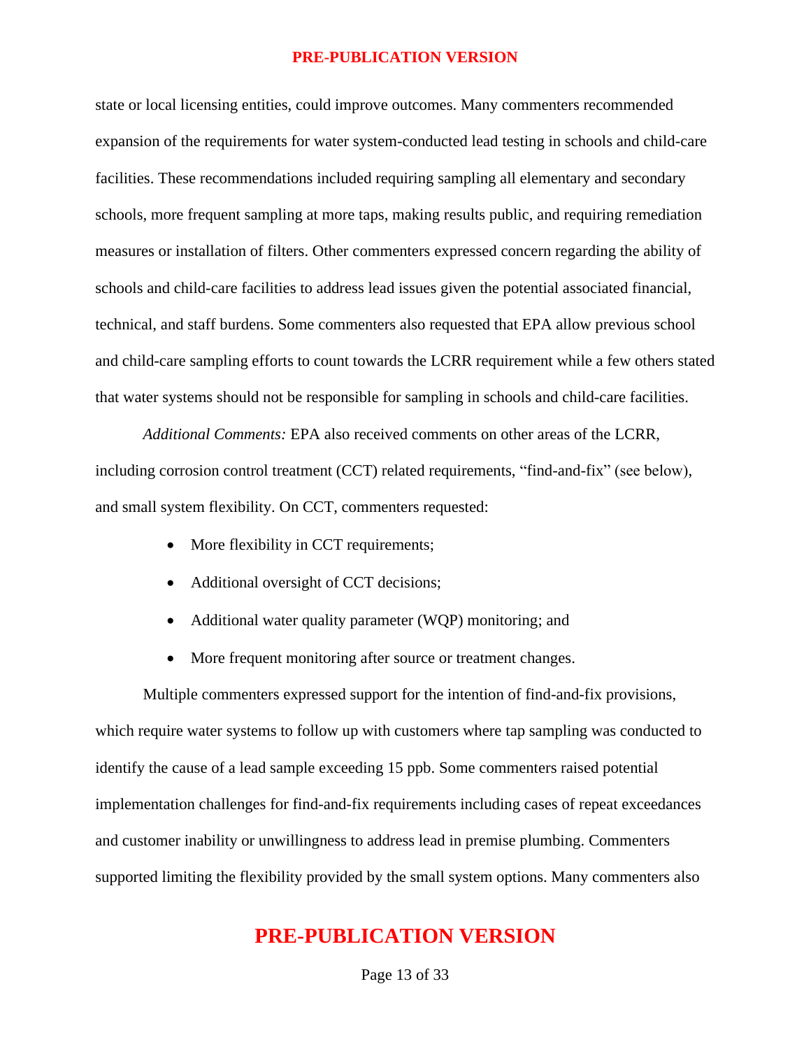state or local licensing entities, could improve outcomes. Many commenters recommended expansion of the requirements for water system-conducted lead testing in schools and child-care facilities. These recommendations included requiring sampling all elementary and secondary schools, more frequent sampling at more taps, making results public, and requiring remediation measures or installation of filters. Other commenters expressed concern regarding the ability of schools and child-care facilities to address lead issues given the potential associated financial, technical, and staff burdens. Some commenters also requested that EPA allow previous school and child-care sampling efforts to count towards the LCRR requirement while a few others stated that water systems should not be responsible for sampling in schools and child-care facilities.

*Additional Comments:* EPA also received comments on other areas of the LCRR, including corrosion control treatment (CCT) related requirements, "find-and-fix" (see below), and small system flexibility. On CCT, commenters requested:

- More flexibility in CCT requirements;
- Additional oversight of CCT decisions;
- Additional water quality parameter (WQP) monitoring; and
- More frequent monitoring after source or treatment changes.

Multiple commenters expressed support for the intention of find-and-fix provisions, which require water systems to follow up with customers where tap sampling was conducted to identify the cause of a lead sample exceeding 15 ppb. Some commenters raised potential implementation challenges for find-and-fix requirements including cases of repeat exceedances and customer inability or unwillingness to address lead in premise plumbing. Commenters supported limiting the flexibility provided by the small system options. Many commenters also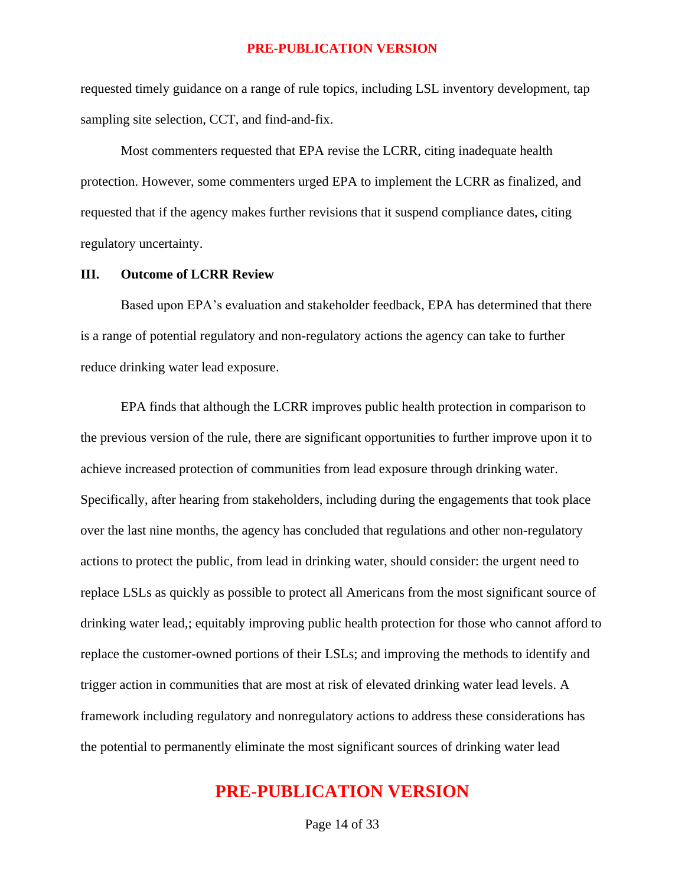requested timely guidance on a range of rule topics, including LSL inventory development, tap sampling site selection, CCT, and find-and-fix.

Most commenters requested that EPA revise the LCRR, citing inadequate health protection. However, some commenters urged EPA to implement the LCRR as finalized, and requested that if the agency makes further revisions that it suspend compliance dates, citing regulatory uncertainty.

## III. Outcome of LCRR Review

Based upon EPA's evaluation and stakeholder feedback, EPA has determined that there is a range of potential regulatory and non-regulatory actions the agency can take to further reduce drinking water lead exposure.

EPA finds that although the LCRR improves public health protection in comparison to the previous version of the rule, there are significant opportunities to further improve upon it to achieve increased protection of communities from lead exposure through drinking water. Specifically, after hearing from stakeholders, including during the engagements that took place over the last nine months, the agency has concluded that regulations and other non-regulatory actions to protect the public, from lead in drinking water, should consider: the urgent need to replace LSLs as quickly as possible to protect all Americans from the most significant source of drinking water lead,; equitably improving public health protection for those who cannot afford to replace the customer-owned portions of their LSLs; and improving the methods to identify and trigger action in communities that are most at risk of elevated drinking water lead levels. A framework including regulatory and nonregulatory actions to address these considerations has the potential to permanently eliminate the most significant sources of drinking water lead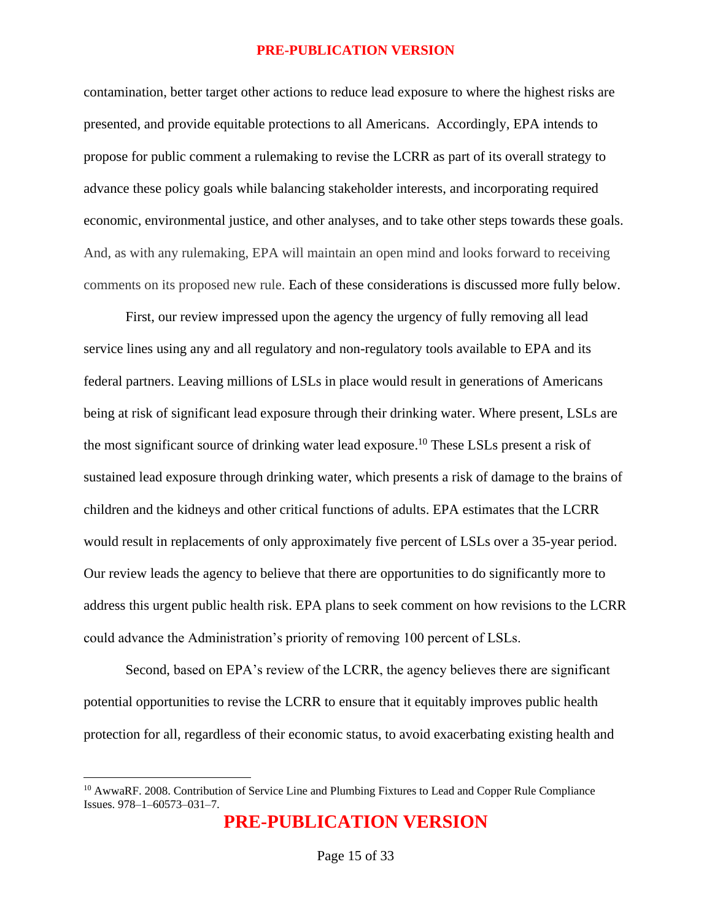contamination, better target other actions to reduce lead exposure to where the highest risks are presented, and provide equitable protections to all Americans. Accordingly, EPA intends to propose for public comment a rulemaking to revise the LCRR as part of its overall strategy to advance these policy goals while balancing stakeholder interests, and incorporating required economic, environmental justice, and other analyses, and to take other steps towards these goals. And, as with any rulemaking, EPA will maintain an open mind and looks forward to receiving comments on its proposed new rule. Each of these considerations is discussed more fully below.

First, our review impressed upon the agency the urgency of fully removing all lead service lines using any and all regulatory and non-regulatory tools available to EPA and its federal partners. Leaving millions of LSLs in place would result in generations of Americans being at risk of significant lead exposure through their drinking water. Where present, LSLs are the most significant source of drinking water lead exposure.[10] These LSLs present a risk of sustained lead exposure through drinking water, which presents a risk of damage to the brains of children and the kidneys and other critical functions of adults. EPA estimates that the LCRR would result in replacements of only approximately five percent of LSLs over a 35-year period. Our review leads the agency to believe that there are opportunities to do significantly more to address this urgent public health risk. EPA plans to seek comment on how revisions to the LCRR could advance the Administration's priority of removing 100 percent of LSLs.

Second, based on EPA's review of the LCRR, the agency believes there are significant potential opportunities to revise the LCRR to ensure that it equitably improves public health protection for all, regardless of their economic status, to avoid exacerbating existing health and

---

[10] AwwaRF. 2008. Contribution of Service Line and Plumbing Fixtures to Lead and Copper Rule Compliance Issues. 978–1–60573–031–7.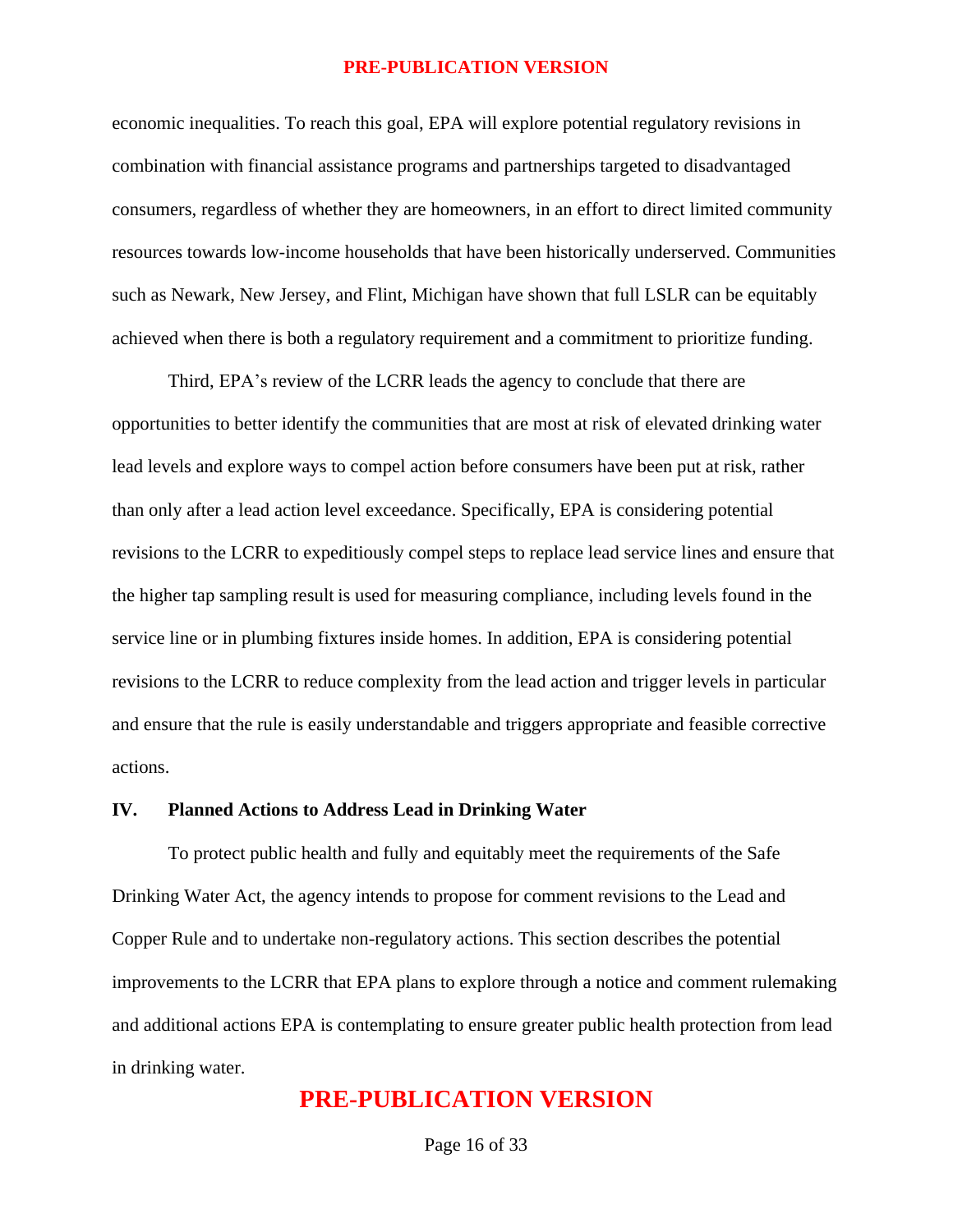economic inequalities. To reach this goal, EPA will explore potential regulatory revisions in combination with financial assistance programs and partnerships targeted to disadvantaged consumers, regardless of whether they are homeowners, in an effort to direct limited community resources towards low-income households that have been historically underserved. Communities such as Newark, New Jersey, and Flint, Michigan have shown that full LSLR can be equitably achieved when there is both a regulatory requirement and a commitment to prioritize funding.

Third, EPA's review of the LCRR leads the agency to conclude that there are opportunities to better identify the communities that are most at risk of elevated drinking water lead levels and explore ways to compel action before consumers have been put at risk, rather than only after a lead action level exceedance. Specifically, EPA is considering potential revisions to the LCRR to expeditiously compel steps to replace lead service lines and ensure that the higher tap sampling result is used for measuring compliance, including levels found in the service line or in plumbing fixtures inside homes. In addition, EPA is considering potential revisions to the LCRR to reduce complexity from the lead action and trigger levels in particular and ensure that the rule is easily understandable and triggers appropriate and feasible corrective actions.

## IV. Planned Actions to Address Lead in Drinking Water

To protect public health and fully and equitably meet the requirements of the Safe Drinking Water Act, the agency intends to propose for comment revisions to the Lead and Copper Rule and to undertake non-regulatory actions. This section describes the potential improvements to the LCRR that EPA plans to explore through a notice and comment rulemaking and additional actions EPA is contemplating to ensure greater public health protection from lead in drinking water.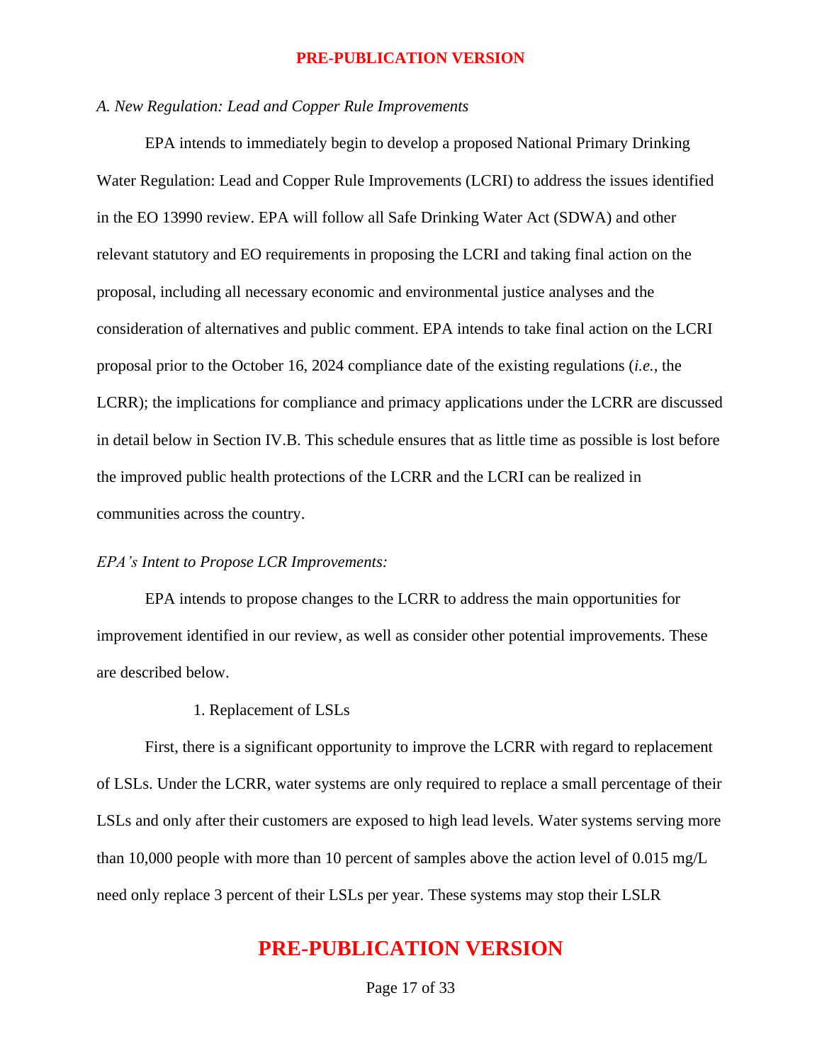*A. New Regulation: Lead and Copper Rule Improvements*

EPA intends to immediately begin to develop a proposed National Primary Drinking Water Regulation: Lead and Copper Rule Improvements (LCRI) to address the issues identified in the EO 13990 review. EPA will follow all Safe Drinking Water Act (SDWA) and other relevant statutory and EO requirements in proposing the LCRI and taking final action on the proposal, including all necessary economic and environmental justice analyses and the consideration of alternatives and public comment. EPA intends to take final action on the LCRI proposal prior to the October 16, 2024 compliance date of the existing regulations (*i.e.*, the LCRR); the implications for compliance and primacy applications under the LCRR are discussed in detail below in Section IV.B. This schedule ensures that as little time as possible is lost before the improved public health protections of the LCRR and the LCRI can be realized in communities across the country.

*EPA's Intent to Propose LCR Improvements:*

EPA intends to propose changes to the LCRR to address the main opportunities for improvement identified in our review, as well as consider other potential improvements. These are described below.

1. Replacement of LSLs

First, there is a significant opportunity to improve the LCRR with regard to replacement of LSLs. Under the LCRR, water systems are only required to replace a small percentage of their LSLs and only after their customers are exposed to high lead levels. Water systems serving more than 10,000 people with more than 10 percent of samples above the action level of 0.015 mg/L need only replace 3 percent of their LSLs per year. These systems may stop their LSLR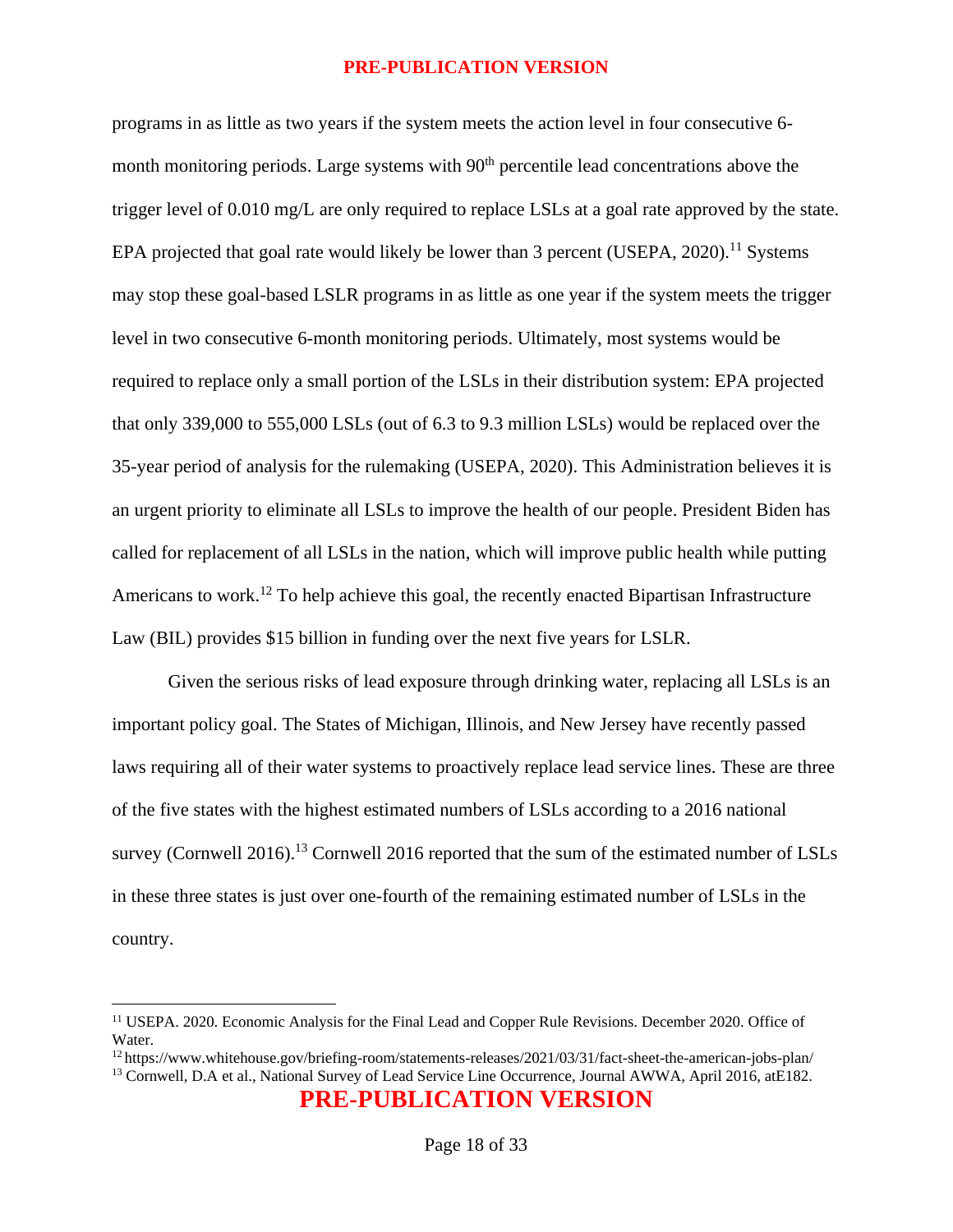programs in as little as two years if the system meets the action level in four consecutive 6-month monitoring periods. Large systems with 90th percentile lead concentrations above the trigger level of 0.010 mg/L are only required to replace LSLs at a goal rate approved by the state. EPA projected that goal rate would likely be lower than 3 percent (USEPA, 2020).[11] Systems may stop these goal-based LSLR programs in as little as one year if the system meets the trigger level in two consecutive 6-month monitoring periods. Ultimately, most systems would be required to replace only a small portion of the LSLs in their distribution system: EPA projected that only 339,000 to 555,000 LSLs (out of 6.3 to 9.3 million LSLs) would be replaced over the 35-year period of analysis for the rulemaking (USEPA, 2020). This Administration believes it is an urgent priority to eliminate all LSLs to improve the health of our people. President Biden has called for replacement of all LSLs in the nation, which will improve public health while putting Americans to work.[12] To help achieve this goal, the recently enacted Bipartisan Infrastructure Law (BIL) provides $15 billion in funding over the next five years for LSLR.

Given the serious risks of lead exposure through drinking water, replacing all LSLs is an important policy goal. The States of Michigan, Illinois, and New Jersey have recently passed laws requiring all of their water systems to proactively replace lead service lines. These are three of the five states with the highest estimated numbers of LSLs according to a 2016 national survey (Cornwell 2016).[13] Cornwell 2016 reported that the sum of the estimated number of LSLs in these three states is just over one-fourth of the remaining estimated number of LSLs in the country.

---

[11] USEPA. 2020. Economic Analysis for the Final Lead and Copper Rule Revisions. December 2020. Office of Water.

[12] https://www.whitehouse.gov/briefing-room/statements-releases/2021/03/31/fact-sheet-the-american-jobs-plan/

[13] Cornwell, D.A et al., National Survey of Lead Service Line Occurrence, Journal AWWA, April 2016, atE182.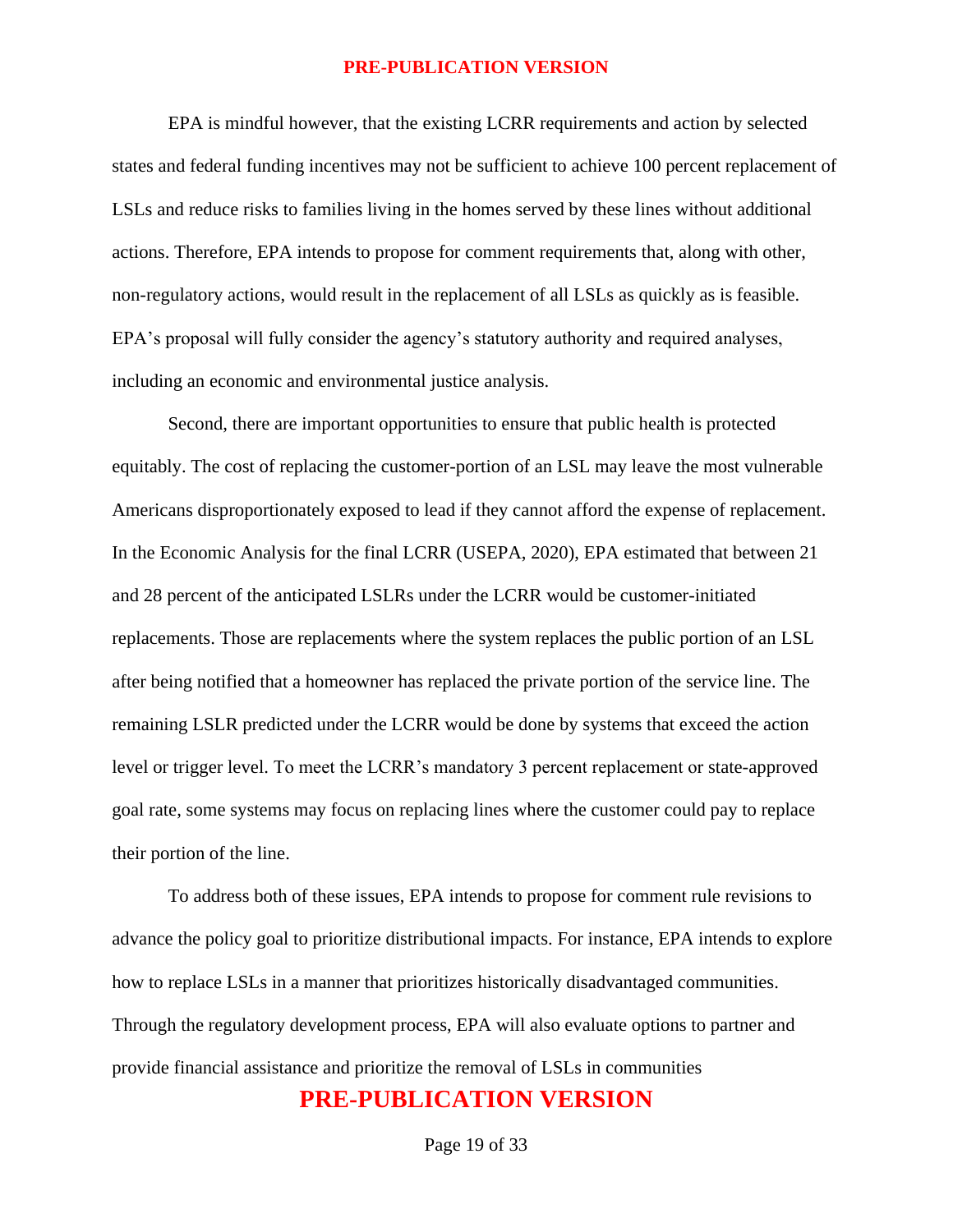EPA is mindful however, that the existing LCRR requirements and action by selected states and federal funding incentives may not be sufficient to achieve 100 percent replacement of LSLs and reduce risks to families living in the homes served by these lines without additional actions. Therefore, EPA intends to propose for comment requirements that, along with other, non-regulatory actions, would result in the replacement of all LSLs as quickly as is feasible. EPA's proposal will fully consider the agency's statutory authority and required analyses, including an economic and environmental justice analysis.

Second, there are important opportunities to ensure that public health is protected equitably. The cost of replacing the customer-portion of an LSL may leave the most vulnerable Americans disproportionately exposed to lead if they cannot afford the expense of replacement. In the Economic Analysis for the final LCRR (USEPA, 2020), EPA estimated that between 21 and 28 percent of the anticipated LSLRs under the LCRR would be customer-initiated replacements. Those are replacements where the system replaces the public portion of an LSL after being notified that a homeowner has replaced the private portion of the service line. The remaining LSLR predicted under the LCRR would be done by systems that exceed the action level or trigger level. To meet the LCRR's mandatory 3 percent replacement or state-approved goal rate, some systems may focus on replacing lines where the customer could pay to replace their portion of the line.

To address both of these issues, EPA intends to propose for comment rule revisions to advance the policy goal to prioritize distributional impacts. For instance, EPA intends to explore how to replace LSLs in a manner that prioritizes historically disadvantaged communities. Through the regulatory development process, EPA will also evaluate options to partner and provide financial assistance and prioritize the removal of LSLs in communities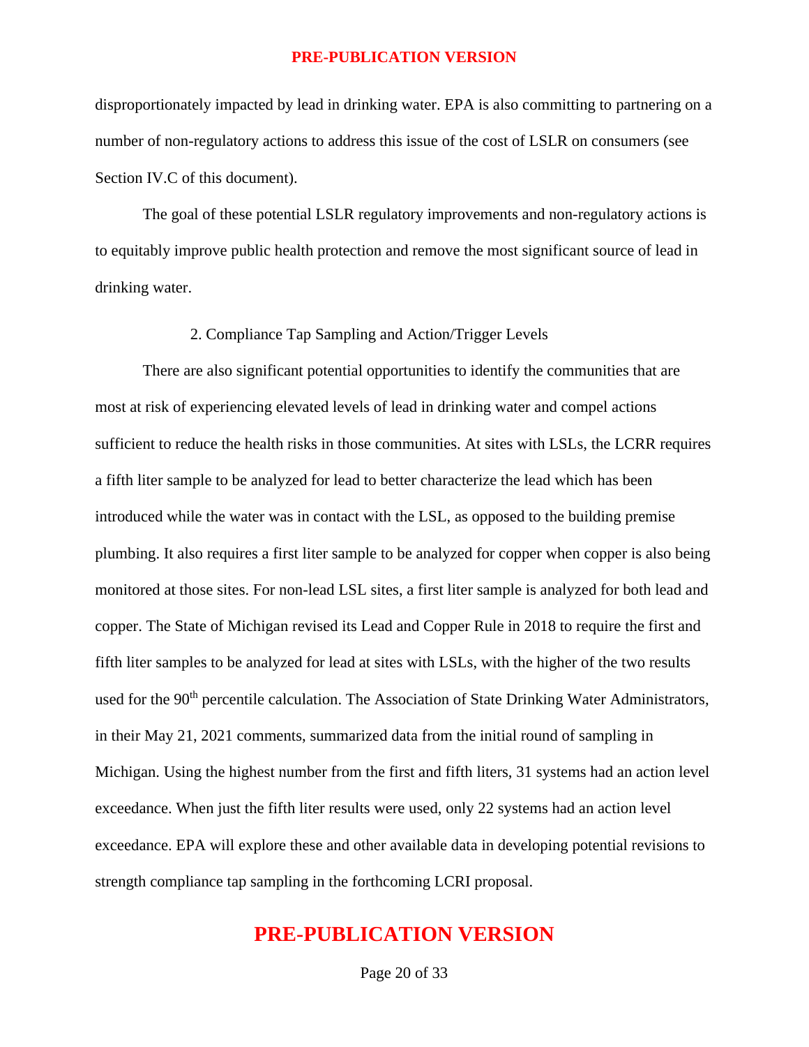disproportionately impacted by lead in drinking water. EPA is also committing to partnering on a number of non-regulatory actions to address this issue of the cost of LSLR on consumers (see Section IV.C of this document).

The goal of these potential LSLR regulatory improvements and non-regulatory actions is to equitably improve public health protection and remove the most significant source of lead in drinking water.

### 2. Compliance Tap Sampling and Action/Trigger Levels

There are also significant potential opportunities to identify the communities that are most at risk of experiencing elevated levels of lead in drinking water and compel actions sufficient to reduce the health risks in those communities. At sites with LSLs, the LCRR requires a fifth liter sample to be analyzed for lead to better characterize the lead which has been introduced while the water was in contact with the LSL, as opposed to the building premise plumbing. It also requires a first liter sample to be analyzed for copper when copper is also being monitored at those sites. For non-lead LSL sites, a first liter sample is analyzed for both lead and copper. The State of Michigan revised its Lead and Copper Rule in 2018 to require the first and fifth liter samples to be analyzed for lead at sites with LSLs, with the higher of the two results used for the 90th percentile calculation. The Association of State Drinking Water Administrators, in their May 21, 2021 comments, summarized data from the initial round of sampling in Michigan. Using the highest number from the first and fifth liters, 31 systems had an action level exceedance. When just the fifth liter results were used, only 22 systems had an action level exceedance. EPA will explore these and other available data in developing potential revisions to strength compliance tap sampling in the forthcoming LCRI proposal.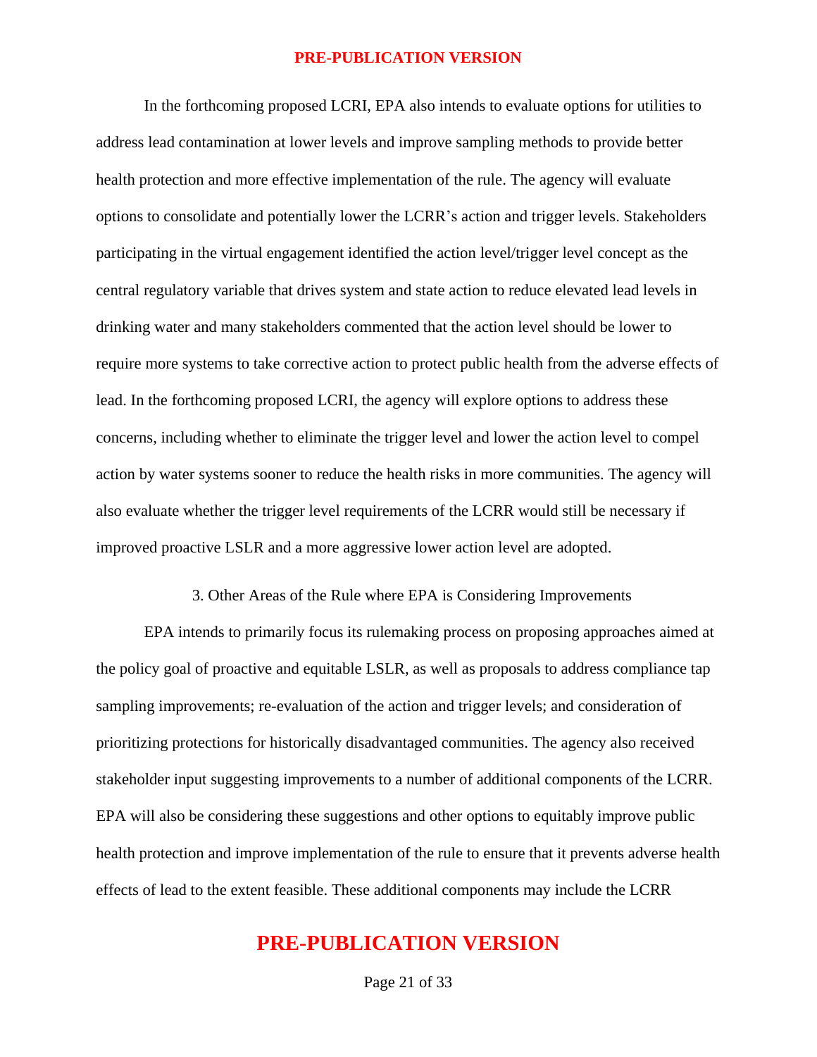In the forthcoming proposed LCRI, EPA also intends to evaluate options for utilities to address lead contamination at lower levels and improve sampling methods to provide better health protection and more effective implementation of the rule. The agency will evaluate options to consolidate and potentially lower the LCRR's action and trigger levels. Stakeholders participating in the virtual engagement identified the action level/trigger level concept as the central regulatory variable that drives system and state action to reduce elevated lead levels in drinking water and many stakeholders commented that the action level should be lower to require more systems to take corrective action to protect public health from the adverse effects of lead. In the forthcoming proposed LCRI, the agency will explore options to address these concerns, including whether to eliminate the trigger level and lower the action level to compel action by water systems sooner to reduce the health risks in more communities. The agency will also evaluate whether the trigger level requirements of the LCRR would still be necessary if improved proactive LSLR and a more aggressive lower action level are adopted.

### 3. Other Areas of the Rule where EPA is Considering Improvements

EPA intends to primarily focus its rulemaking process on proposing approaches aimed at the policy goal of proactive and equitable LSLR, as well as proposals to address compliance tap sampling improvements; re-evaluation of the action and trigger levels; and consideration of prioritizing protections for historically disadvantaged communities. The agency also received stakeholder input suggesting improvements to a number of additional components of the LCRR. EPA will also be considering these suggestions and other options to equitably improve public health protection and improve implementation of the rule to ensure that it prevents adverse health effects of lead to the extent feasible. These additional components may include the LCRR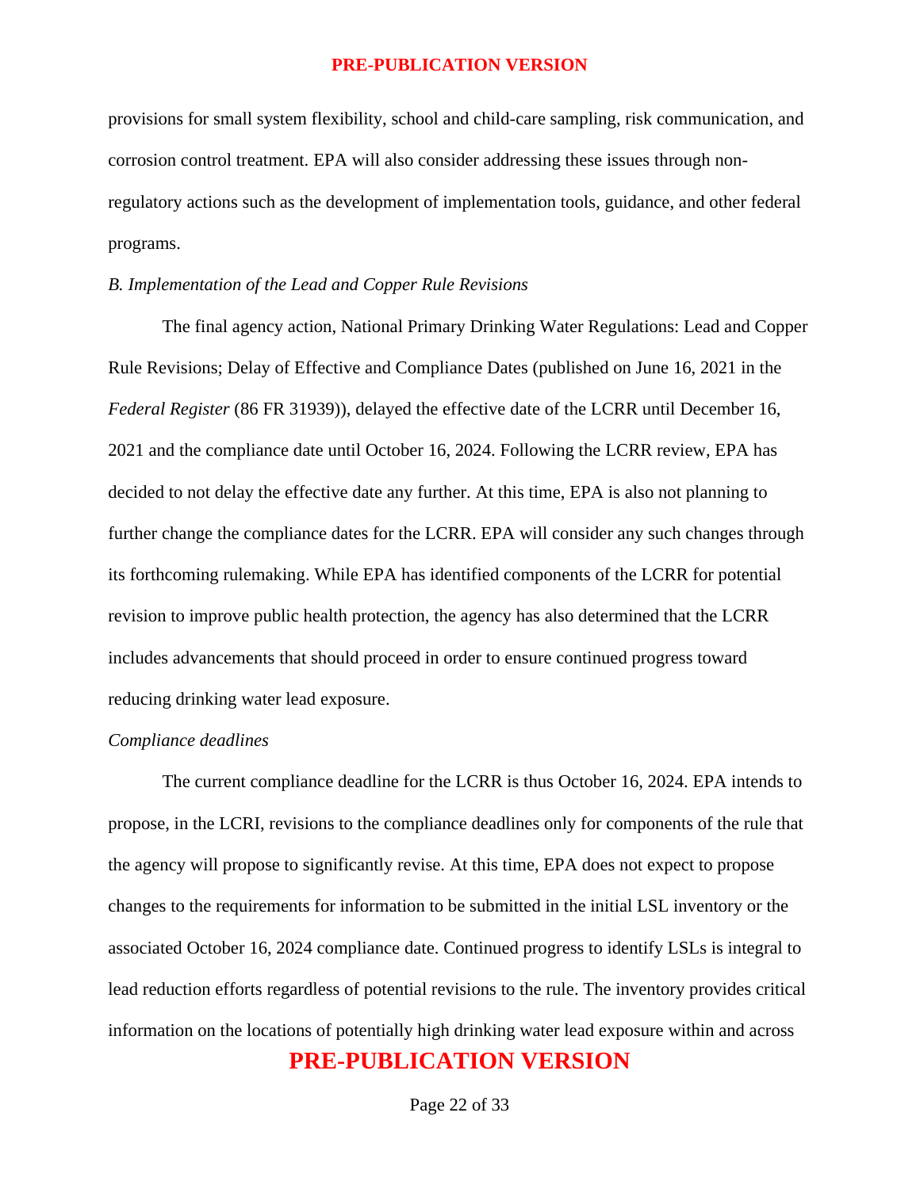provisions for small system flexibility, school and child-care sampling, risk communication, and corrosion control treatment. EPA will also consider addressing these issues through non-regulatory actions such as the development of implementation tools, guidance, and other federal programs.

*B. Implementation of the Lead and Copper Rule Revisions*

The final agency action, National Primary Drinking Water Regulations: Lead and Copper Rule Revisions; Delay of Effective and Compliance Dates (published on June 16, 2021 in the *Federal Register* (86 FR 31939)), delayed the effective date of the LCRR until December 16, 2021 and the compliance date until October 16, 2024. Following the LCRR review, EPA has decided to not delay the effective date any further. At this time, EPA is also not planning to further change the compliance dates for the LCRR. EPA will consider any such changes through its forthcoming rulemaking. While EPA has identified components of the LCRR for potential revision to improve public health protection, the agency has also determined that the LCRR includes advancements that should proceed in order to ensure continued progress toward reducing drinking water lead exposure.

*Compliance deadlines*

The current compliance deadline for the LCRR is thus October 16, 2024. EPA intends to propose, in the LCRI, revisions to the compliance deadlines only for components of the rule that the agency will propose to significantly revise. At this time, EPA does not expect to propose changes to the requirements for information to be submitted in the initial LSL inventory or the associated October 16, 2024 compliance date. Continued progress to identify LSLs is integral to lead reduction efforts regardless of potential revisions to the rule. The inventory provides critical information on the locations of potentially high drinking water lead exposure within and across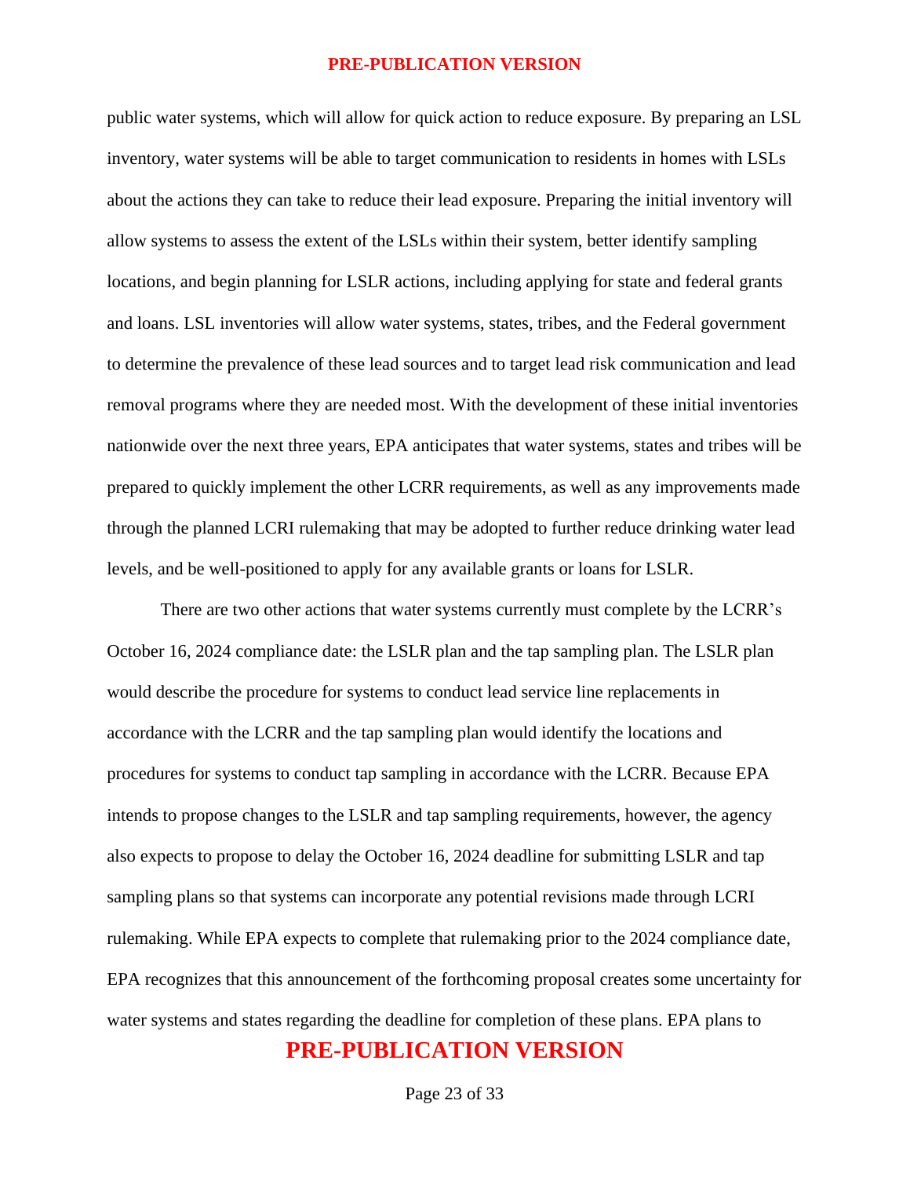public water systems, which will allow for quick action to reduce exposure. By preparing an LSL inventory, water systems will be able to target communication to residents in homes with LSLs about the actions they can take to reduce their lead exposure. Preparing the initial inventory will allow systems to assess the extent of the LSLs within their system, better identify sampling locations, and begin planning for LSLR actions, including applying for state and federal grants and loans. LSL inventories will allow water systems, states, tribes, and the Federal government to determine the prevalence of these lead sources and to target lead risk communication and lead removal programs where they are needed most. With the development of these initial inventories nationwide over the next three years, EPA anticipates that water systems, states and tribes will be prepared to quickly implement the other LCRR requirements, as well as any improvements made through the planned LCRI rulemaking that may be adopted to further reduce drinking water lead levels, and be well-positioned to apply for any available grants or loans for LSLR.

There are two other actions that water systems currently must complete by the LCRR's October 16, 2024 compliance date: the LSLR plan and the tap sampling plan. The LSLR plan would describe the procedure for systems to conduct lead service line replacements in accordance with the LCRR and the tap sampling plan would identify the locations and procedures for systems to conduct tap sampling in accordance with the LCRR. Because EPA intends to propose changes to the LSLR and tap sampling requirements, however, the agency also expects to propose to delay the October 16, 2024 deadline for submitting LSLR and tap sampling plans so that systems can incorporate any potential revisions made through LCRI rulemaking. While EPA expects to complete that rulemaking prior to the 2024 compliance date, EPA recognizes that this announcement of the forthcoming proposal creates some uncertainty for water systems and states regarding the deadline for completion of these plans. EPA plans to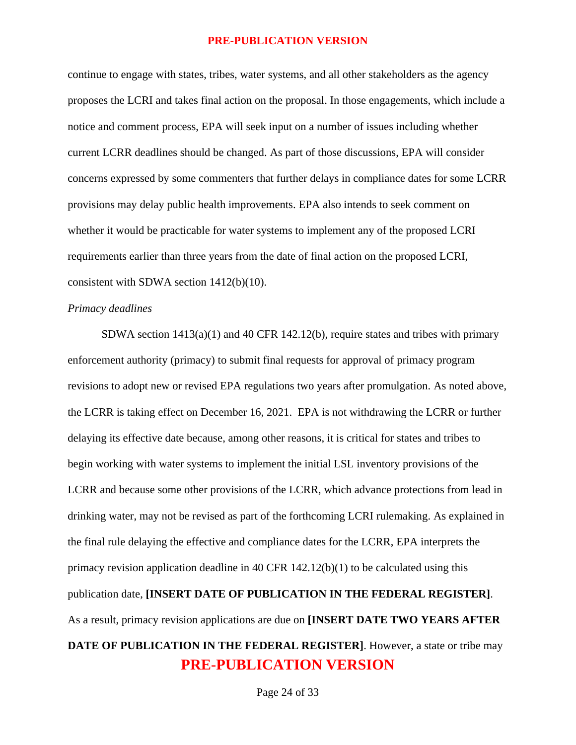continue to engage with states, tribes, water systems, and all other stakeholders as the agency proposes the LCRI and takes final action on the proposal. In those engagements, which include a notice and comment process, EPA will seek input on a number of issues including whether current LCRR deadlines should be changed. As part of those discussions, EPA will consider concerns expressed by some commenters that further delays in compliance dates for some LCRR provisions may delay public health improvements. EPA also intends to seek comment on whether it would be practicable for water systems to implement any of the proposed LCRI requirements earlier than three years from the date of final action on the proposed LCRI, consistent with SDWA section 1412(b)(10).

*Primacy deadlines*

SDWA section 1413(a)(1) and 40 CFR 142.12(b), require states and tribes with primary enforcement authority (primacy) to submit final requests for approval of primacy program revisions to adopt new or revised EPA regulations two years after promulgation. As noted above, the LCRR is taking effect on December 16, 2021. EPA is not withdrawing the LCRR or further delaying its effective date because, among other reasons, it is critical for states and tribes to begin working with water systems to implement the initial LSL inventory provisions of the LCRR and because some other provisions of the LCRR, which advance protections from lead in drinking water, may not be revised as part of the forthcoming LCRI rulemaking. As explained in the final rule delaying the effective and compliance dates for the LCRR, EPA interprets the primacy revision application deadline in 40 CFR 142.12(b)(1) to be calculated using this publication date, **[INSERT DATE OF PUBLICATION IN THE FEDERAL REGISTER]**. As a result, primacy revision applications are due on **[INSERT DATE TWO YEARS AFTER DATE OF PUBLICATION IN THE FEDERAL REGISTER]**. However, a state or tribe may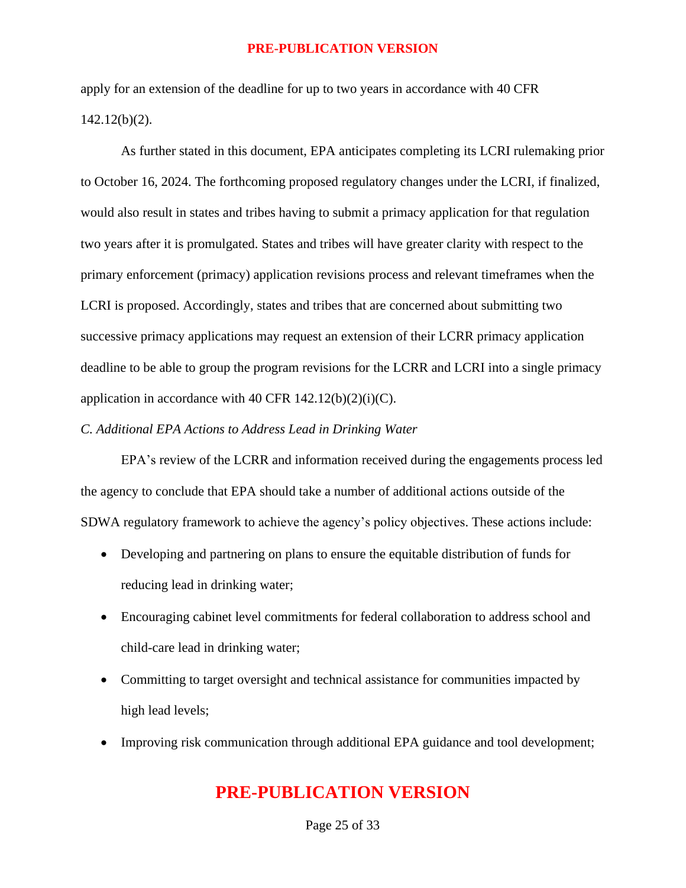apply for an extension of the deadline for up to two years in accordance with 40 CFR 142.12(b)(2).

As further stated in this document, EPA anticipates completing its LCRI rulemaking prior to October 16, 2024. The forthcoming proposed regulatory changes under the LCRI, if finalized, would also result in states and tribes having to submit a primacy application for that regulation two years after it is promulgated. States and tribes will have greater clarity with respect to the primary enforcement (primacy) application revisions process and relevant timeframes when the LCRI is proposed. Accordingly, states and tribes that are concerned about submitting two successive primacy applications may request an extension of their LCRR primacy application deadline to be able to group the program revisions for the LCRR and LCRI into a single primacy application in accordance with 40 CFR 142.12(b)(2)(i)(C).

*C. Additional EPA Actions to Address Lead in Drinking Water*

EPA's review of the LCRR and information received during the engagements process led the agency to conclude that EPA should take a number of additional actions outside of the SDWA regulatory framework to achieve the agency's policy objectives. These actions include:

- Developing and partnering on plans to ensure the equitable distribution of funds for reducing lead in drinking water;
- Encouraging cabinet level commitments for federal collaboration to address school and child-care lead in drinking water;
- Committing to target oversight and technical assistance for communities impacted by high lead levels;
- Improving risk communication through additional EPA guidance and tool development;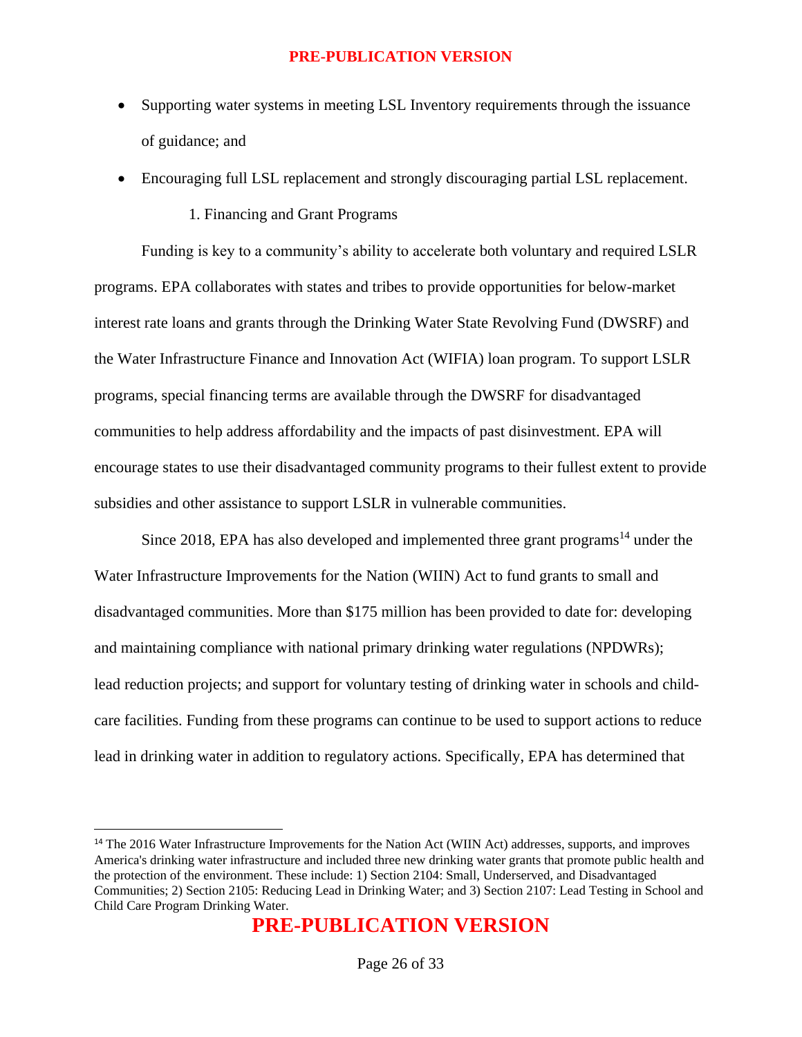- Supporting water systems in meeting LSL Inventory requirements through the issuance of guidance; and
- Encouraging full LSL replacement and strongly discouraging partial LSL replacement.

### 1. Financing and Grant Programs

Funding is key to a community's ability to accelerate both voluntary and required LSLR programs. EPA collaborates with states and tribes to provide opportunities for below-market interest rate loans and grants through the Drinking Water State Revolving Fund (DWSRF) and the Water Infrastructure Finance and Innovation Act (WIFIA) loan program. To support LSLR programs, special financing terms are available through the DWSRF for disadvantaged communities to help address affordability and the impacts of past disinvestment. EPA will encourage states to use their disadvantaged community programs to their fullest extent to provide subsidies and other assistance to support LSLR in vulnerable communities.

Since 2018, EPA has also developed and implemented three grant programs[14] under the Water Infrastructure Improvements for the Nation (WIIN) Act to fund grants to small and disadvantaged communities. More than $175 million has been provided to date for: developing and maintaining compliance with national primary drinking water regulations (NPDWRs); lead reduction projects; and support for voluntary testing of drinking water in schools and child-care facilities. Funding from these programs can continue to be used to support actions to reduce lead in drinking water in addition to regulatory actions. Specifically, EPA has determined that

[14] The 2016 Water Infrastructure Improvements for the Nation Act (WIIN Act) addresses, supports, and improves America's drinking water infrastructure and included three new drinking water grants that promote public health and the protection of the environment. These include: 1) Section 2104: Small, Underserved, and Disadvantaged Communities; 2) Section 2105: Reducing Lead in Drinking Water; and 3) Section 2107: Lead Testing in School and Child Care Program Drinking Water.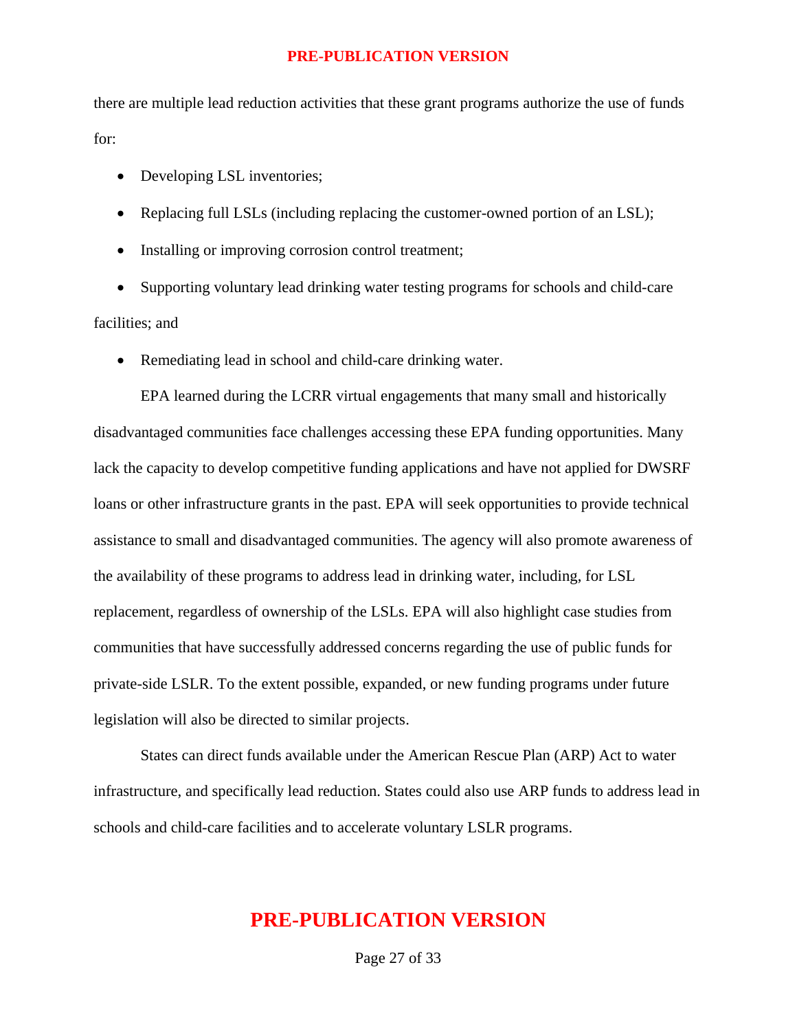there are multiple lead reduction activities that these grant programs authorize the use of funds for:

- Developing LSL inventories;
- Replacing full LSLs (including replacing the customer-owned portion of an LSL);
- Installing or improving corrosion control treatment;
- Supporting voluntary lead drinking water testing programs for schools and child-care facilities; and
- Remediating lead in school and child-care drinking water.

EPA learned during the LCRR virtual engagements that many small and historically disadvantaged communities face challenges accessing these EPA funding opportunities. Many lack the capacity to develop competitive funding applications and have not applied for DWSRF loans or other infrastructure grants in the past. EPA will seek opportunities to provide technical assistance to small and disadvantaged communities. The agency will also promote awareness of the availability of these programs to address lead in drinking water, including, for LSL replacement, regardless of ownership of the LSLs. EPA will also highlight case studies from communities that have successfully addressed concerns regarding the use of public funds for private-side LSLR. To the extent possible, expanded, or new funding programs under future legislation will also be directed to similar projects.

States can direct funds available under the American Rescue Plan (ARP) Act to water infrastructure, and specifically lead reduction. States could also use ARP funds to address lead in schools and child-care facilities and to accelerate voluntary LSLR programs.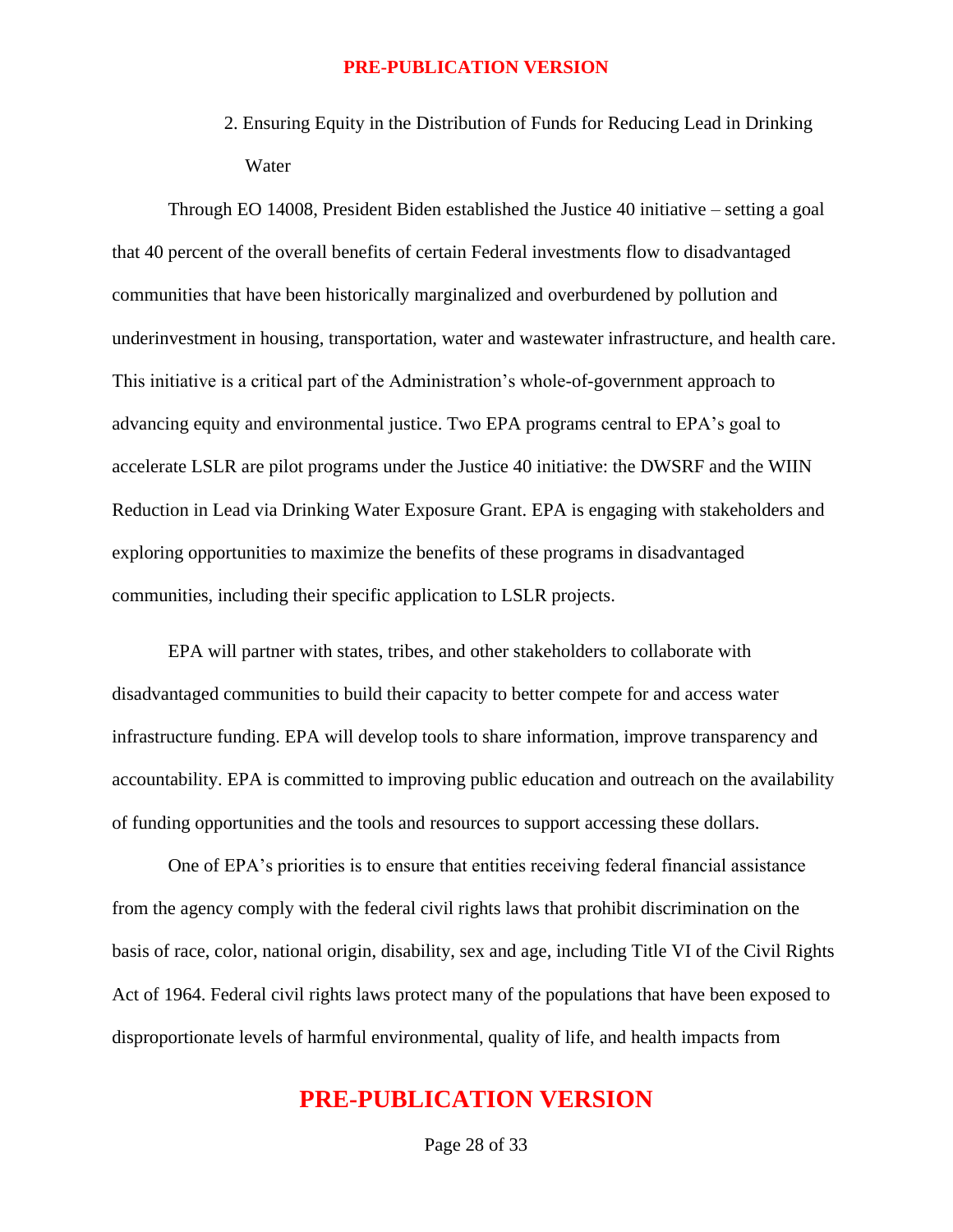### 2. Ensuring Equity in the Distribution of Funds for Reducing Lead in Drinking Water

Through EO 14008, President Biden established the Justice 40 initiative – setting a goal that 40 percent of the overall benefits of certain Federal investments flow to disadvantaged communities that have been historically marginalized and overburdened by pollution and underinvestment in housing, transportation, water and wastewater infrastructure, and health care. This initiative is a critical part of the Administration's whole-of-government approach to advancing equity and environmental justice. Two EPA programs central to EPA's goal to accelerate LSLR are pilot programs under the Justice 40 initiative: the DWSRF and the WIIN Reduction in Lead via Drinking Water Exposure Grant. EPA is engaging with stakeholders and exploring opportunities to maximize the benefits of these programs in disadvantaged communities, including their specific application to LSLR projects.

EPA will partner with states, tribes, and other stakeholders to collaborate with disadvantaged communities to build their capacity to better compete for and access water infrastructure funding. EPA will develop tools to share information, improve transparency and accountability. EPA is committed to improving public education and outreach on the availability of funding opportunities and the tools and resources to support accessing these dollars.

One of EPA's priorities is to ensure that entities receiving federal financial assistance from the agency comply with the federal civil rights laws that prohibit discrimination on the basis of race, color, national origin, disability, sex and age, including Title VI of the Civil Rights Act of 1964. Federal civil rights laws protect many of the populations that have been exposed to disproportionate levels of harmful environmental, quality of life, and health impacts from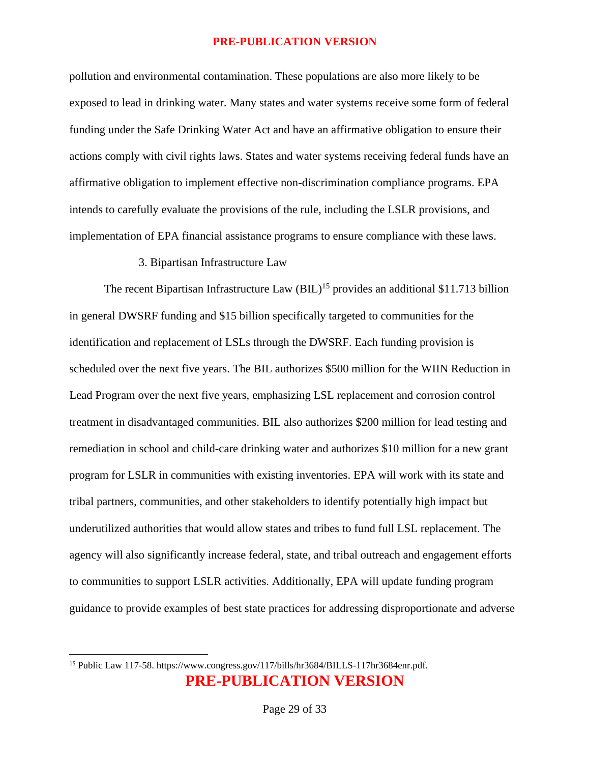pollution and environmental contamination. These populations are also more likely to be exposed to lead in drinking water. Many states and water systems receive some form of federal funding under the Safe Drinking Water Act and have an affirmative obligation to ensure their actions comply with civil rights laws. States and water systems receiving federal funds have an affirmative obligation to implement effective non-discrimination compliance programs. EPA intends to carefully evaluate the provisions of the rule, including the LSLR provisions, and implementation of EPA financial assistance programs to ensure compliance with these laws.

### 3. Bipartisan Infrastructure Law

The recent Bipartisan Infrastructure Law (BIL)[15] provides an additional $11.713 billion in general DWSRF funding and $15 billion specifically targeted to communities for the identification and replacement of LSLs through the DWSRF. Each funding provision is scheduled over the next five years. The BIL authorizes $500 million for the WIIN Reduction in Lead Program over the next five years, emphasizing LSL replacement and corrosion control treatment in disadvantaged communities. BIL also authorizes $200 million for lead testing and remediation in school and child-care drinking water and authorizes $10 million for a new grant program for LSLR in communities with existing inventories. EPA will work with its state and tribal partners, communities, and other stakeholders to identify potentially high impact but underutilized authorities that would allow states and tribes to fund full LSL replacement. The agency will also significantly increase federal, state, and tribal outreach and engagement efforts to communities to support LSLR activities. Additionally, EPA will update funding program guidance to provide examples of best state practices for addressing disproportionate and adverse

---

[15] Public Law 117-58. https://www.congress.gov/117/bills/hr3684/BILLS-117hr3684enr.pdf.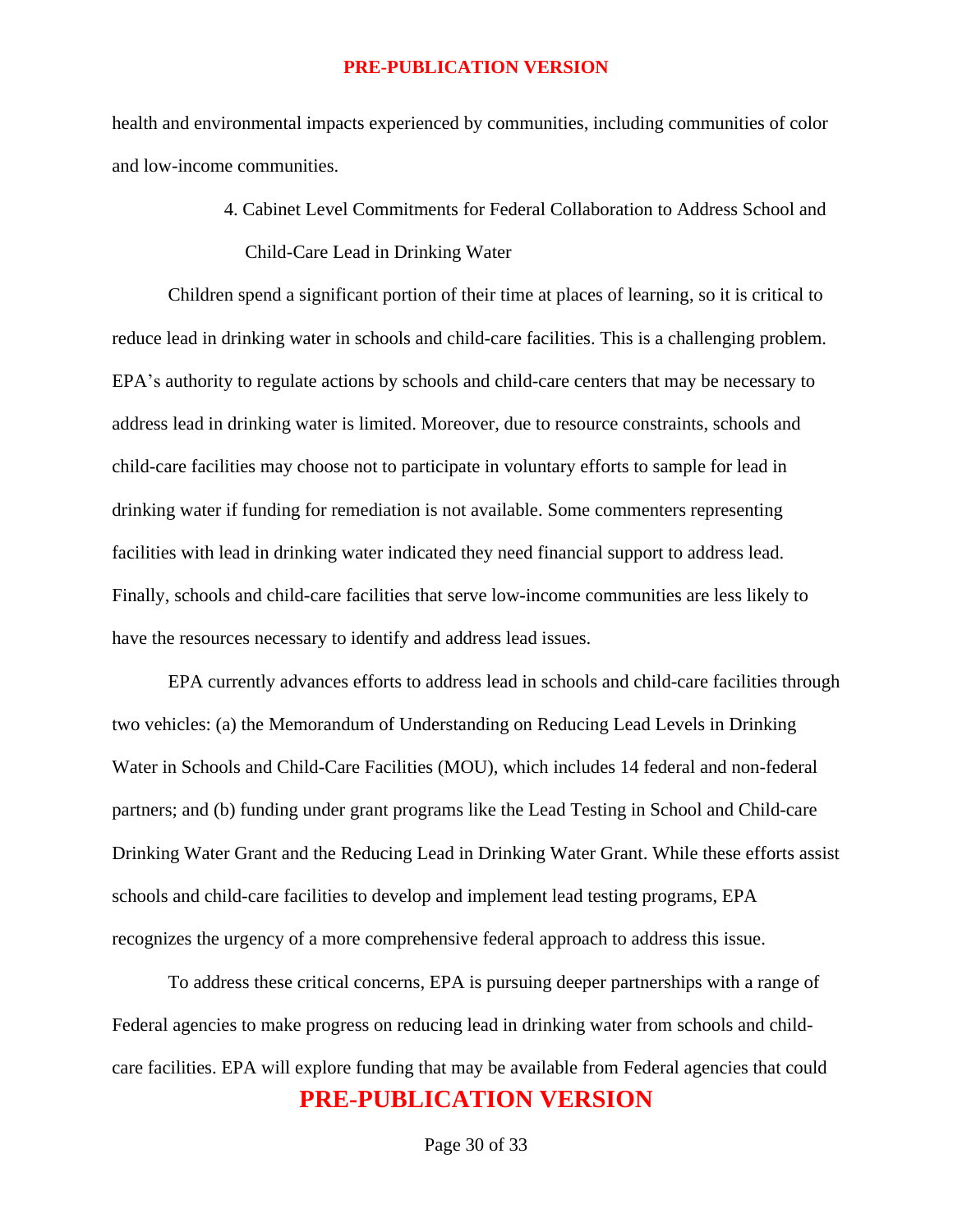health and environmental impacts experienced by communities, including communities of color and low-income communities.

### 4. Cabinet Level Commitments for Federal Collaboration to Address School and Child-Care Lead in Drinking Water

Children spend a significant portion of their time at places of learning, so it is critical to reduce lead in drinking water in schools and child-care facilities. This is a challenging problem. EPA's authority to regulate actions by schools and child-care centers that may be necessary to address lead in drinking water is limited. Moreover, due to resource constraints, schools and child-care facilities may choose not to participate in voluntary efforts to sample for lead in drinking water if funding for remediation is not available. Some commenters representing facilities with lead in drinking water indicated they need financial support to address lead. Finally, schools and child-care facilities that serve low-income communities are less likely to have the resources necessary to identify and address lead issues.

EPA currently advances efforts to address lead in schools and child-care facilities through two vehicles: (a) the Memorandum of Understanding on Reducing Lead Levels in Drinking Water in Schools and Child-Care Facilities (MOU), which includes 14 federal and non-federal partners; and (b) funding under grant programs like the Lead Testing in School and Child-care Drinking Water Grant and the Reducing Lead in Drinking Water Grant. While these efforts assist schools and child-care facilities to develop and implement lead testing programs, EPA recognizes the urgency of a more comprehensive federal approach to address this issue.

To address these critical concerns, EPA is pursuing deeper partnerships with a range of Federal agencies to make progress on reducing lead in drinking water from schools and child-care facilities. EPA will explore funding that may be available from Federal agencies that could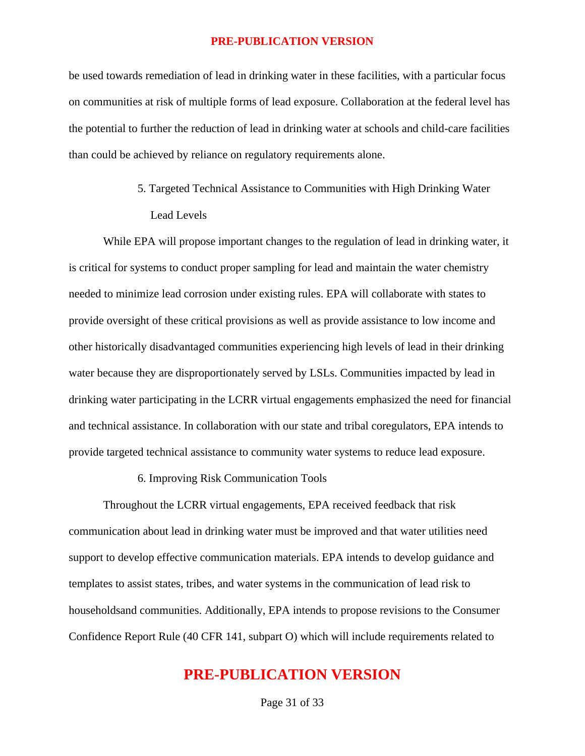be used towards remediation of lead in drinking water in these facilities, with a particular focus on communities at risk of multiple forms of lead exposure. Collaboration at the federal level has the potential to further the reduction of lead in drinking water at schools and child-care facilities than could be achieved by reliance on regulatory requirements alone.

### 5. Targeted Technical Assistance to Communities with High Drinking Water Lead Levels

While EPA will propose important changes to the regulation of lead in drinking water, it is critical for systems to conduct proper sampling for lead and maintain the water chemistry needed to minimize lead corrosion under existing rules. EPA will collaborate with states to provide oversight of these critical provisions as well as provide assistance to low income and other historically disadvantaged communities experiencing high levels of lead in their drinking water because they are disproportionately served by LSLs. Communities impacted by lead in drinking water participating in the LCRR virtual engagements emphasized the need for financial and technical assistance. In collaboration with our state and tribal coregulators, EPA intends to provide targeted technical assistance to community water systems to reduce lead exposure.

### 6. Improving Risk Communication Tools

Throughout the LCRR virtual engagements, EPA received feedback that risk communication about lead in drinking water must be improved and that water utilities need support to develop effective communication materials. EPA intends to develop guidance and templates to assist states, tribes, and water systems in the communication of lead risk to householdsand communities. Additionally, EPA intends to propose revisions to the Consumer Confidence Report Rule (40 CFR 141, subpart O) which will include requirements related to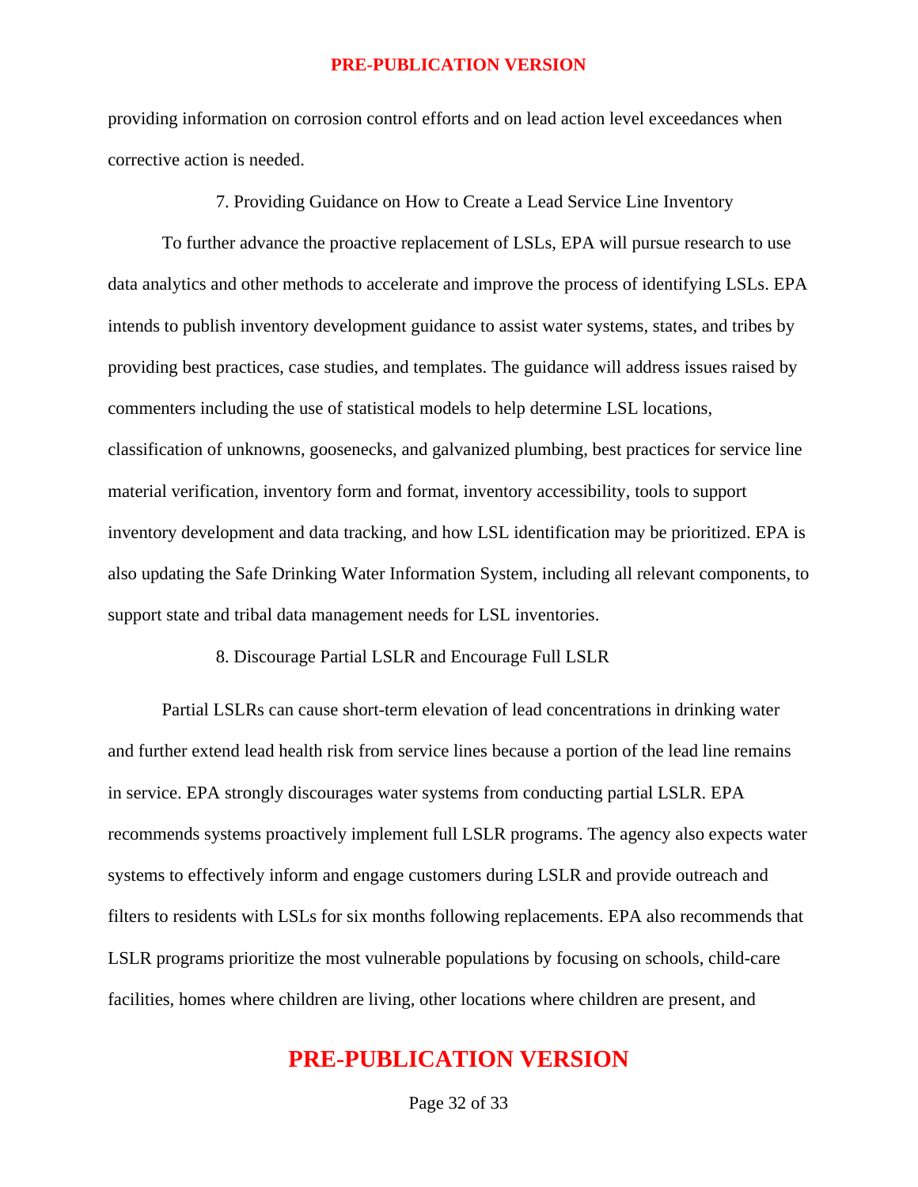providing information on corrosion control efforts and on lead action level exceedances when corrective action is needed.

### 7. Providing Guidance on How to Create a Lead Service Line Inventory

To further advance the proactive replacement of LSLs, EPA will pursue research to use data analytics and other methods to accelerate and improve the process of identifying LSLs. EPA intends to publish inventory development guidance to assist water systems, states, and tribes by providing best practices, case studies, and templates. The guidance will address issues raised by commenters including the use of statistical models to help determine LSL locations, classification of unknowns, goosenecks, and galvanized plumbing, best practices for service line material verification, inventory form and format, inventory accessibility, tools to support inventory development and data tracking, and how LSL identification may be prioritized. EPA is also updating the Safe Drinking Water Information System, including all relevant components, to support state and tribal data management needs for LSL inventories.

### 8. Discourage Partial LSLR and Encourage Full LSLR

Partial LSLRs can cause short-term elevation of lead concentrations in drinking water and further extend lead health risk from service lines because a portion of the lead line remains in service. EPA strongly discourages water systems from conducting partial LSLR. EPA recommends systems proactively implement full LSLR programs. The agency also expects water systems to effectively inform and engage customers during LSLR and provide outreach and filters to residents with LSLs for six months following replacements. EPA also recommends that LSLR programs prioritize the most vulnerable populations by focusing on schools, child-care facilities, homes where children are living, other locations where children are present, and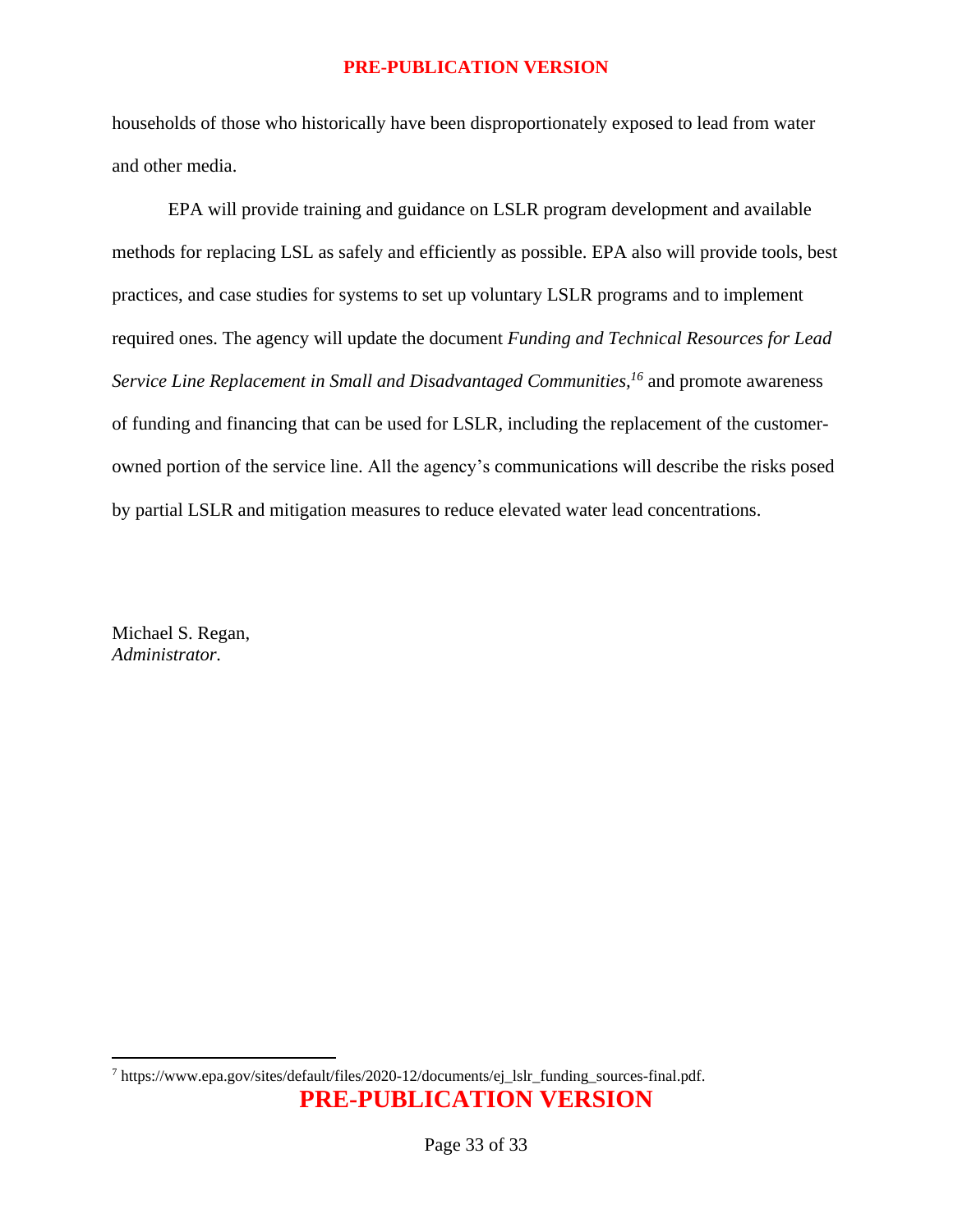households of those who historically have been disproportionately exposed to lead from water and other media.

EPA will provide training and guidance on LSLR program development and available methods for replacing LSL as safely and efficiently as possible. EPA also will provide tools, best practices, and case studies for systems to set up voluntary LSLR programs and to implement required ones. The agency will update the document *Funding and Technical Resources for Lead Service Line Replacement in Small and Disadvantaged Communities,*[16] and promote awareness of funding and financing that can be used for LSLR, including the replacement of the customer-owned portion of the service line. All the agency's communications will describe the risks posed by partial LSLR and mitigation measures to reduce elevated water lead concentrations.

Michael S. Regan,
*Administrator.*

[7] https://www.epa.gov/sites/default/files/2020-12/documents/ej_lslr_funding_sources-final.pdf.